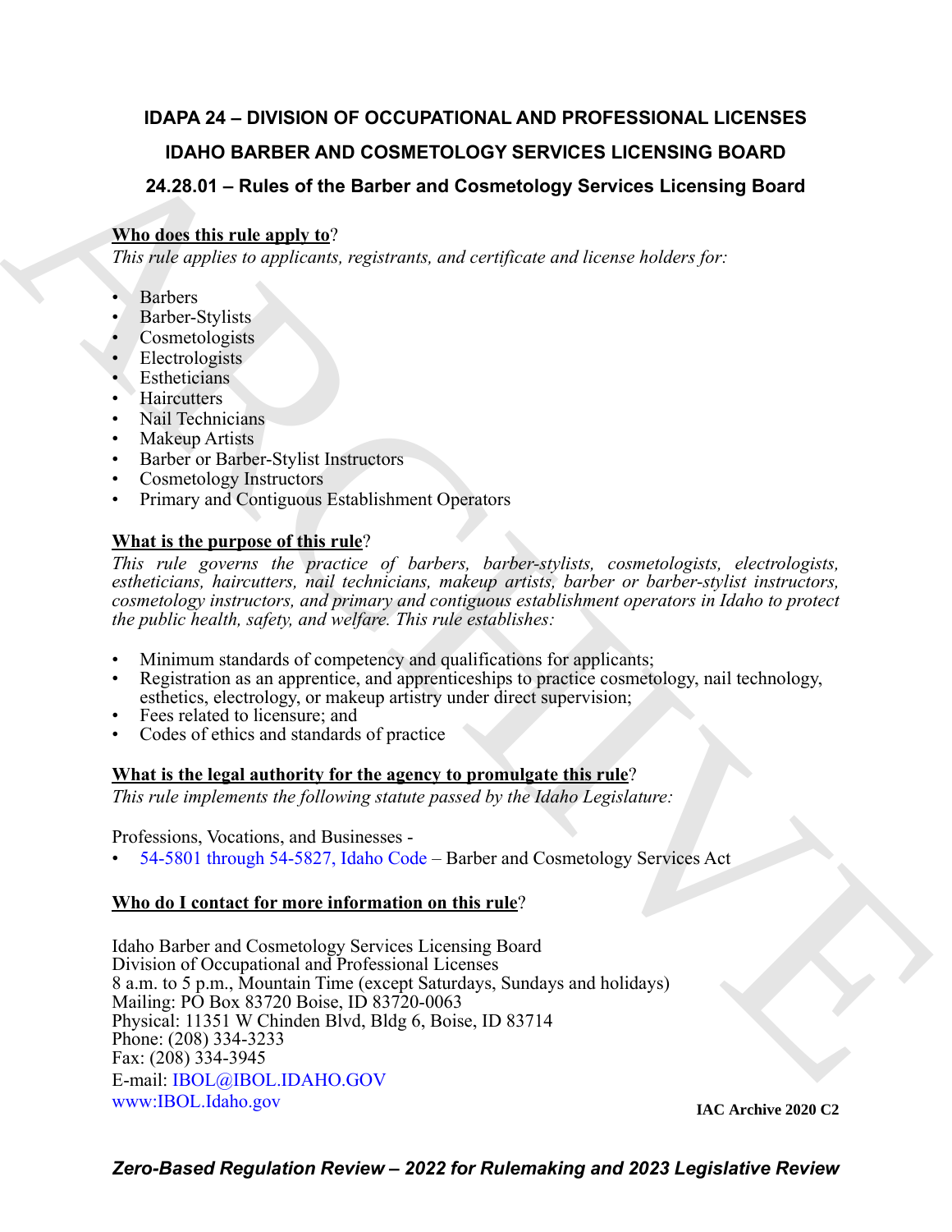# IDAPA 24 – DIVISION OF OCCUPATIONAL AND PROFESSIONAL LICENSES

## IDAHO BARBER AND COSMETOLOGY SERVICES LICENSING BOARD

## 24.28.01 – Rules of the Barber and Cosmetology Services Licensing Board

**Who does this rule apply to?**

*This rule applies to applicants, registrants, and certificate and license holders for:*

- Barbers
- Barber-Stylists
- Cosmetologists
- Electrologists
- Estheticians
- Haircutters
- Nail Technicians
- Makeup Artists
- Barber or Barber-Stylist Instructors
- Cosmetology Instructors
- Primary and Contiguous Establishment Operators

**What is the purpose of this rule?**

*This rule governs the practice of barbers, barber-stylists, cosmetologists, electrologists, estheticians, haircutters, nail technicians, makeup artists, barber or barber-stylist instructors, cosmetology instructors, and primary and contiguous establishment operators in Idaho to protect the public health, safety, and welfare. This rule establishes:*

- Minimum standards of competency and qualifications for applicants;
- Registration as an apprentice, and apprenticeships to practice cosmetology, nail technology, esthetics, electrology, or makeup artistry under direct supervision;
- Fees related to licensure; and
- Codes of ethics and standards of practice

**What is the legal authority for the agency to promulgate this rule?**

*This rule implements the following statute passed by the Idaho Legislature:*

Professions, Vocations, and Businesses -

- 54-5801 through 54-5827, Idaho Code – Barber and Cosmetology Services Act

**Who do I contact for more information on this rule?**

Idaho Barber and Cosmetology Services Licensing Board
Division of Occupational and Professional Licenses
8 a.m. to 5 p.m., Mountain Time (except Saturdays, Sundays and holidays)
Mailing: PO Box 83720 Boise, ID 83720-0063
Physical: 11351 W Chinden Blvd, Bldg 6, Boise, ID 83714
Phone: (208) 334-3233
Fax: (208) 334-3945
E-mail: IBOL@IBOL.IDAHO.GOV
www:IBOL.Idaho.gov

**IAC Archive 2020 C2**

***Zero-Based Regulation Review – 2022 for Rulemaking and 2023 Legislative Review***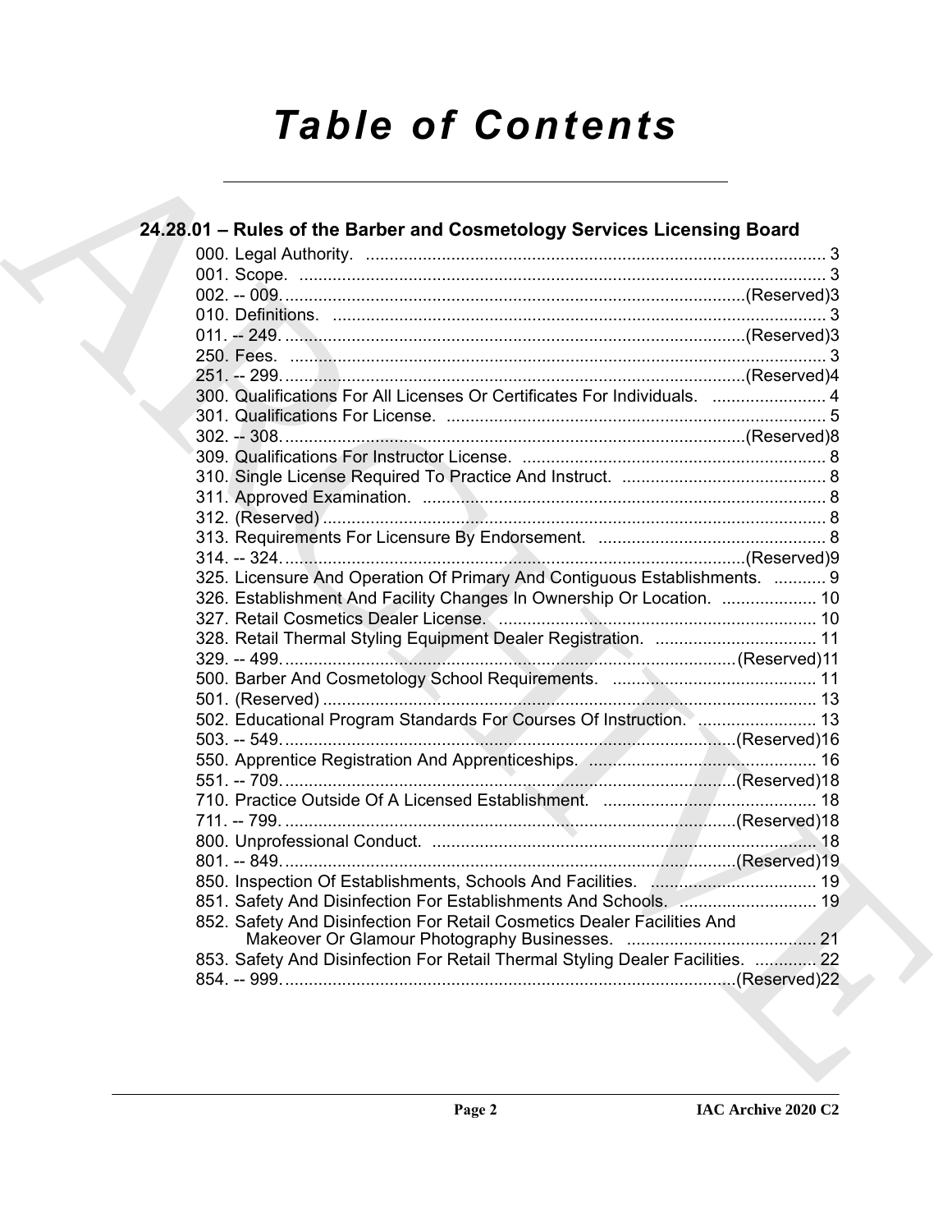# Table of Contents

## 24.28.01 – Rules of the Barber and Cosmetology Services Licensing Board

000. Legal Authority. ..... 3
001. Scope. ..... 3
002. -- 009. ..... (Reserved) 3
010. Definitions. ..... 3
011. -- 249. ..... (Reserved) 3
250. Fees. ..... 3
251. -- 299. ..... (Reserved) 4
300. Qualifications For All Licenses Or Certificates For Individuals. ..... 4
301. Qualifications For License. ..... 5
302. -- 308. ..... (Reserved) 8
309. Qualifications For Instructor License. ..... 8
310. Single License Required To Practice And Instruct. ..... 8
311. Approved Examination. ..... 8
312. (Reserved) ..... 8
313. Requirements For Licensure By Endorsement. ..... 8
314. -- 324. ..... (Reserved) 9
325. Licensure And Operation Of Primary And Contiguous Establishments. ..... 9
326. Establishment And Facility Changes In Ownership Or Location. ..... 10
327. Retail Cosmetics Dealer License. ..... 10
328. Retail Thermal Styling Equipment Dealer Registration. ..... 11
329. -- 499. ..... (Reserved) 11
500. Barber And Cosmetology School Requirements. ..... 11
501. (Reserved) ..... 13
502. Educational Program Standards For Courses Of Instruction. ..... 13
503. -- 549. ..... (Reserved) 16
550. Apprentice Registration And Apprenticeships. ..... 16
551. -- 709. ..... (Reserved) 18
710. Practice Outside Of A Licensed Establishment. ..... 18
711. -- 799. ..... (Reserved) 18
800. Unprofessional Conduct. ..... 18
801. -- 849. ..... (Reserved) 19
850. Inspection Of Establishments, Schools And Facilities. ..... 19
851. Safety And Disinfection For Establishments And Schools. ..... 19
852. Safety And Disinfection For Retail Cosmetics Dealer Facilities And Makeover Or Glamour Photography Businesses. ..... 21
853. Safety And Disinfection For Retail Thermal Styling Dealer Facilities. ..... 22
854. -- 999. ..... (Reserved) 22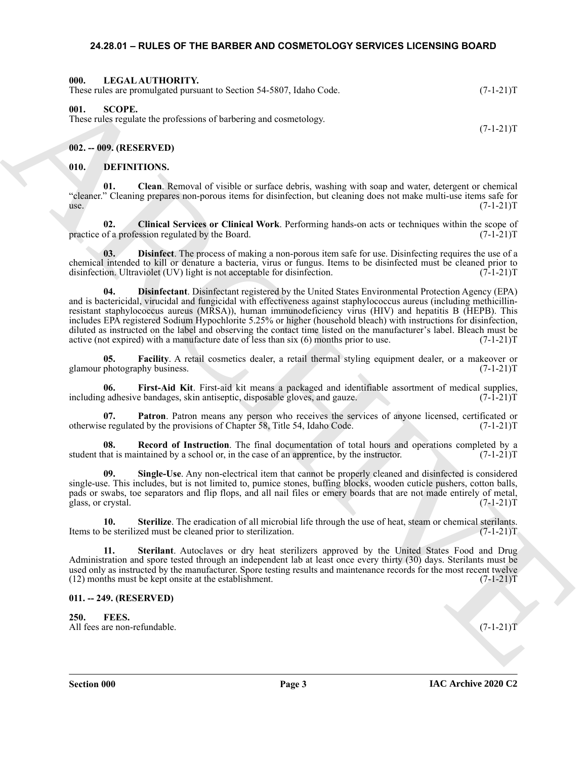## 24.28.01 – RULES OF THE BARBER AND COSMETOLOGY SERVICES LICENSING BOARD

### 000. LEGAL AUTHORITY.

These rules are promulgated pursuant to Section 54-5807, Idaho Code. (7-1-21)T

### 001. SCOPE.

These rules regulate the professions of barbering and cosmetology. (7-1-21)T

### 002. -- 009. (RESERVED)

### 010. DEFINITIONS.

**01. Clean**. Removal of visible or surface debris, washing with soap and water, detergent or chemical "cleaner." Cleaning prepares non-porous items for disinfection, but cleaning does not make multi-use items safe for use. (7-1-21)T

**02. Clinical Services or Clinical Work**. Performing hands-on acts or techniques within the scope of practice of a profession regulated by the Board. (7-1-21)T

**03. Disinfect**. The process of making a non-porous item safe for use. Disinfecting requires the use of a chemical intended to kill or denature a bacteria, virus or fungus. Items to be disinfected must be cleaned prior to disinfection. Ultraviolet (UV) light is not acceptable for disinfection. (7-1-21)T

**04. Disinfectant**. Disinfectant registered by the United States Environmental Protection Agency (EPA) and is bactericidal, virucidal and fungicidal with effectiveness against staphylococcus aureus (including methicillin-resistant staphylococcus aureus (MRSA)), human immunodeficiency virus (HIV) and hepatitis B (HEPB). This includes EPA registered Sodium Hypochlorite 5.25% or higher (household bleach) with instructions for disinfection, diluted as instructed on the label and observing the contact time listed on the manufacturer's label. Bleach must be active (not expired) with a manufacture date of less than six (6) months prior to use. (7-1-21)T

**05. Facility**. A retail cosmetics dealer, a retail thermal styling equipment dealer, or a makeover or glamour photography business. (7-1-21)T

**06. First-Aid Kit**. First-aid kit means a packaged and identifiable assortment of medical supplies, including adhesive bandages, skin antiseptic, disposable gloves, and gauze. (7-1-21)T

**07. Patron**. Patron means any person who receives the services of anyone licensed, certificated or otherwise regulated by the provisions of Chapter 58, Title 54, Idaho Code. (7-1-21)T

**08. Record of Instruction**. The final documentation of total hours and operations completed by a student that is maintained by a school or, in the case of an apprentice, by the instructor. (7-1-21)T

**09. Single-Use**. Any non-electrical item that cannot be properly cleaned and disinfected is considered single-use. This includes, but is not limited to, pumice stones, buffing blocks, wooden cuticle pushers, cotton balls, pads or swabs, toe separators and flip flops, and all nail files or emery boards that are not made entirely of metal, glass, or crystal. (7-1-21)T

**10. Sterilize**. The eradication of all microbial life through the use of heat, steam or chemical sterilants. Items to be sterilized must be cleaned prior to sterilization. (7-1-21)T

**11. Sterilant**. Autoclaves or dry heat sterilizers approved by the United States Food and Drug Administration and spore tested through an independent lab at least once every thirty (30) days. Sterilants must be used only as instructed by the manufacturer. Spore testing results and maintenance records for the most recent twelve (12) months must be kept onsite at the establishment. (7-1-21)T

### 011. -- 249. (RESERVED)

### 250. FEES.

All fees are non-refundable. (7-1-21)T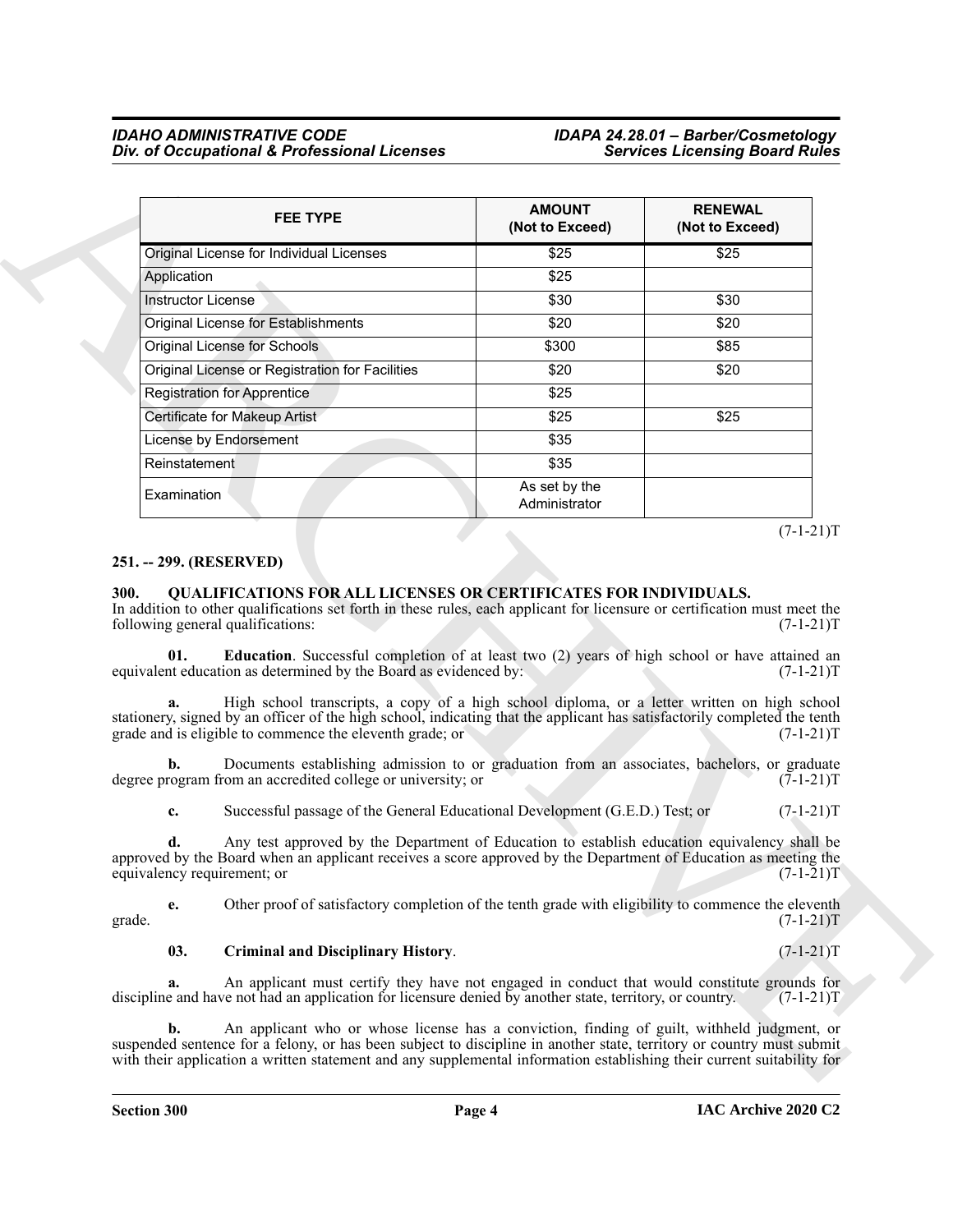| FEE TYPE | AMOUNT (Not to Exceed) | RENEWAL (Not to Exceed) |
|---|---|---|
| Original License for Individual Licenses | $25 | $25 |
| Application | $25 | |
| Instructor License | $30 | $30 |
| Original License for Establishments | $20 | $20 |
| Original License for Schools | $300 | $85 |
| Original License or Registration for Facilities | $20 | $20 |
| Registration for Apprentice | $25 | |
| Certificate for Makeup Artist | $25 | $25 |
| License by Endorsement | $35 | |
| Reinstatement | $35 | |
| Examination | As set by the Administrator | |

(7-1-21)T

## 251. -- 299. (RESERVED)

## 300. QUALIFICATIONS FOR ALL LICENSES OR CERTIFICATES FOR INDIVIDUALS.

In addition to other qualifications set forth in these rules, each applicant for licensure or certification must meet the following general qualifications: (7-1-21)T

**01. Education**. Successful completion of at least two (2) years of high school or have attained an equivalent education as determined by the Board as evidenced by: (7-1-21)T

**a.** High school transcripts, a copy of a high school diploma, or a letter written on high school stationery, signed by an officer of the high school, indicating that the applicant has satisfactorily completed the tenth grade and is eligible to commence the eleventh grade; or (7-1-21)T

**b.** Documents establishing admission to or graduation from an associates, bachelors, or graduate degree program from an accredited college or university; or (7-1-21)T

**c.** Successful passage of the General Educational Development (G.E.D.) Test; or (7-1-21)T

**d.** Any test approved by the Department of Education to establish education equivalency shall be approved by the Board when an applicant receives a score approved by the Department of Education as meeting the equivalency requirement; or (7-1-21)T

**e.** Other proof of satisfactory completion of the tenth grade with eligibility to commence the eleventh grade. (7-1-21)T

**03. Criminal and Disciplinary History**. (7-1-21)T

**a.** An applicant must certify they have not engaged in conduct that would constitute grounds for discipline and have not had an application for licensure denied by another state, territory, or country. (7-1-21)T

**b.** An applicant who or whose license has a conviction, finding of guilt, withheld judgment, or suspended sentence for a felony, or has been subject to discipline in another state, territory or country must submit with their application a written statement and any supplemental information establishing their current suitability for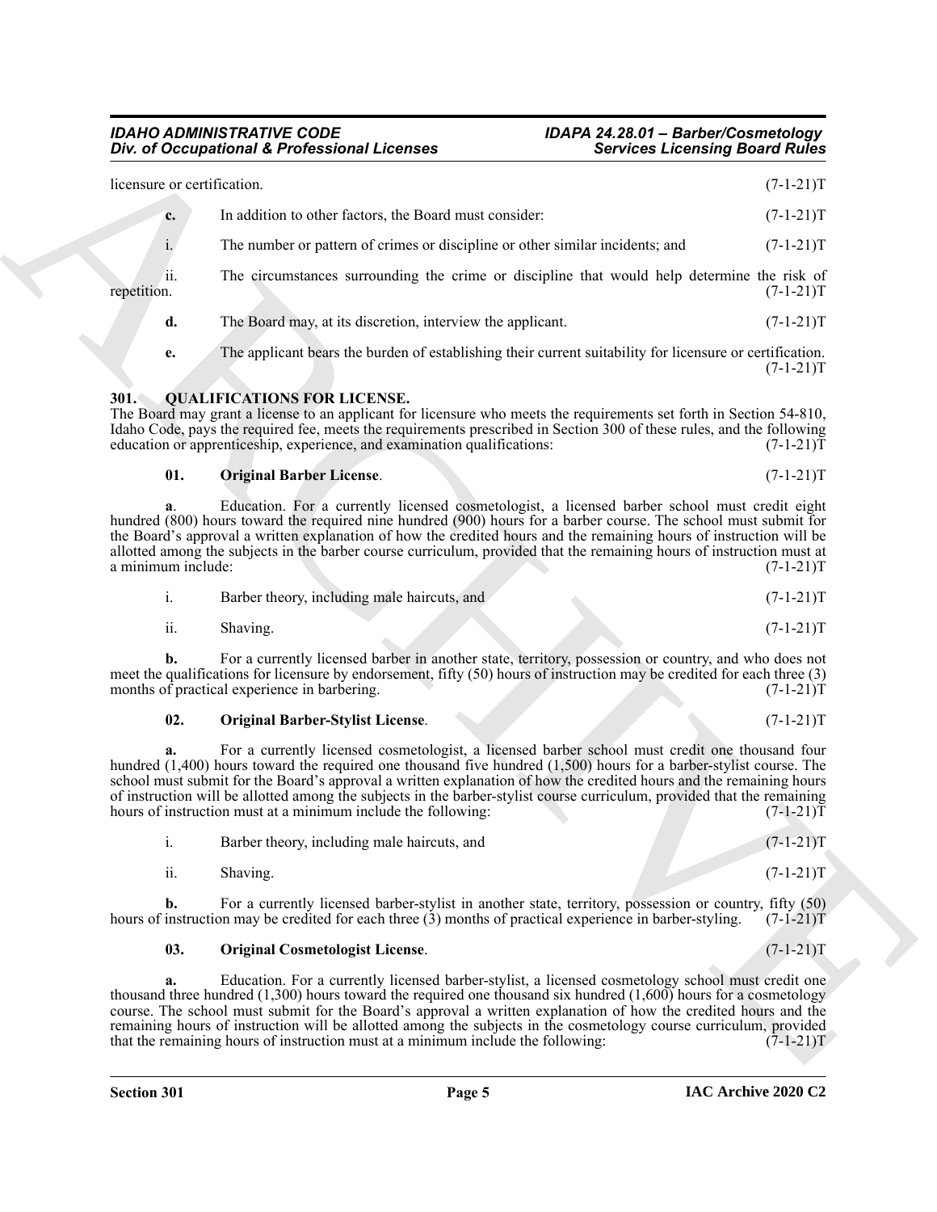licensure or certification. (7-1-21)T

**c.** In addition to other factors, the Board must consider: (7-1-21)T

i. The number or pattern of crimes or discipline or other similar incidents; and (7-1-21)T

ii. The circumstances surrounding the crime or discipline that would help determine the risk of repetition. (7-1-21)T

**d.** The Board may, at its discretion, interview the applicant. (7-1-21)T

**e.** The applicant bears the burden of establishing their current suitability for licensure or certification. (7-1-21)T

## 301. QUALIFICATIONS FOR LICENSE.

The Board may grant a license to an applicant for licensure who meets the requirements set forth in Section 54-810, Idaho Code, pays the required fee, meets the requirements prescribed in Section 300 of these rules, and the following education or apprenticeship, experience, and examination qualifications: (7-1-21)T

**01. Original Barber License**. (7-1-21)T

**a**. Education. For a currently licensed cosmetologist, a licensed barber school must credit eight hundred (800) hours toward the required nine hundred (900) hours for a barber course. The school must submit for the Board's approval a written explanation of how the credited hours and the remaining hours of instruction will be allotted among the subjects in the barber course curriculum, provided that the remaining hours of instruction must at a minimum include: (7-1-21)T

i. Barber theory, including male haircuts, and (7-1-21)T

ii. Shaving. (7-1-21)T

**b.** For a currently licensed barber in another state, territory, possession or country, and who does not meet the qualifications for licensure by endorsement, fifty (50) hours of instruction may be credited for each three (3) months of practical experience in barbering. (7-1-21)T

**02. Original Barber-Stylist License**. (7-1-21)T

**a.** For a currently licensed cosmetologist, a licensed barber school must credit one thousand four hundred (1,400) hours toward the required one thousand five hundred (1,500) hours for a barber-stylist course. The school must submit for the Board's approval a written explanation of how the credited hours and the remaining hours of instruction will be allotted among the subjects in the barber-stylist course curriculum, provided that the remaining hours of instruction must at a minimum include the following: (7-1-21)T

i. Barber theory, including male haircuts, and (7-1-21)T

ii. Shaving. (7-1-21)T

**b.** For a currently licensed barber-stylist in another state, territory, possession or country, fifty (50) hours of instruction may be credited for each three (3) months of practical experience in barber-styling. (7-1-21)T

**03. Original Cosmetologist License**. (7-1-21)T

**a.** Education. For a currently licensed barber-stylist, a licensed cosmetology school must credit one thousand three hundred (1,300) hours toward the required one thousand six hundred (1,600) hours for a cosmetology course. The school must submit for the Board's approval a written explanation of how the credited hours and the remaining hours of instruction will be allotted among the subjects in the cosmetology course curriculum, provided that the remaining hours of instruction must at a minimum include the following: (7-1-21)T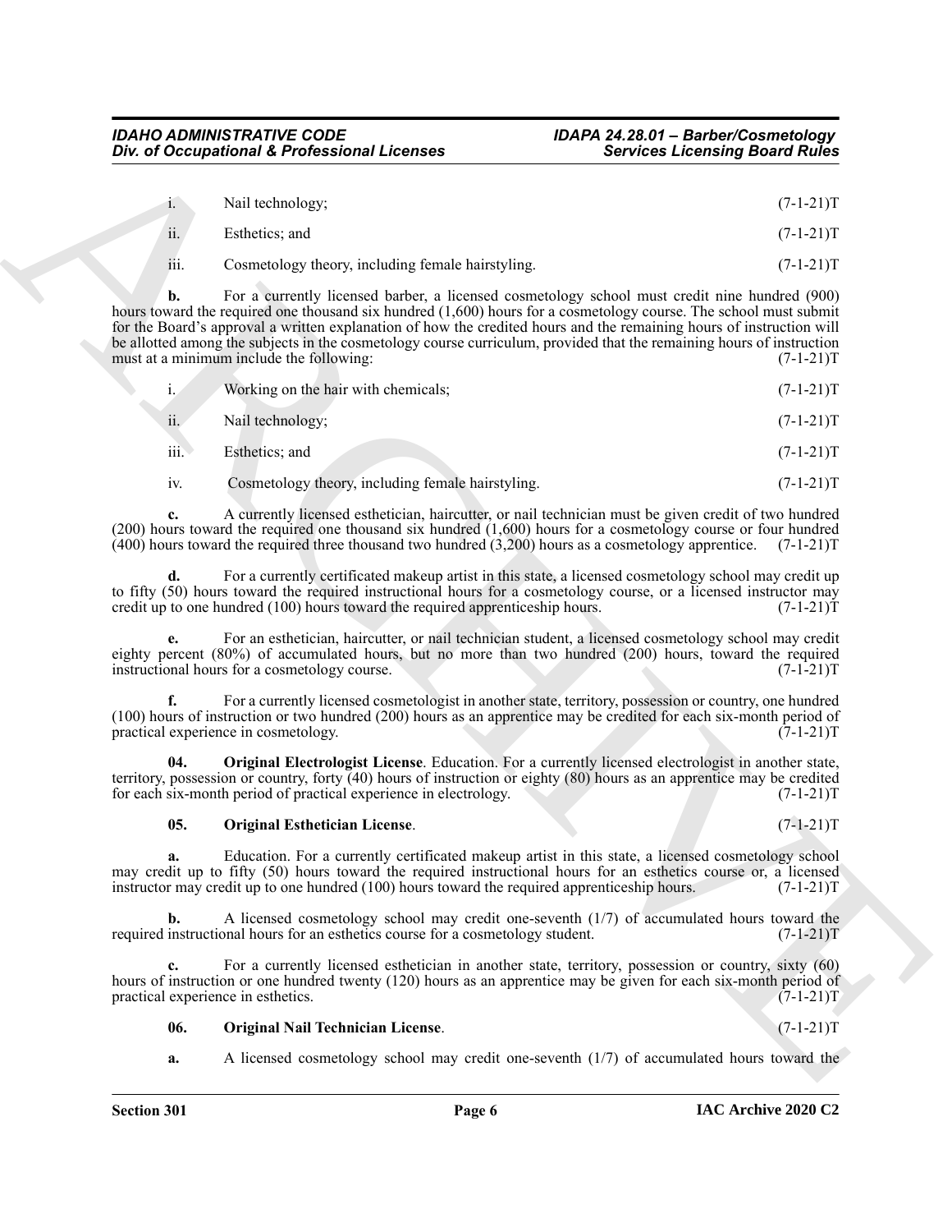i. Nail technology; (7-1-21)T

ii. Esthetics; and (7-1-21)T

iii. Cosmetology theory, including female hairstyling. (7-1-21)T

**b.** For a currently licensed barber, a licensed cosmetology school must credit nine hundred (900) hours toward the required one thousand six hundred (1,600) hours for a cosmetology course. The school must submit for the Board's approval a written explanation of how the credited hours and the remaining hours of instruction will be allotted among the subjects in the cosmetology course curriculum, provided that the remaining hours of instruction must at a minimum include the following: (7-1-21)T

i. Working on the hair with chemicals; (7-1-21)T

ii. Nail technology; (7-1-21)T

iii. Esthetics; and (7-1-21)T

iv. Cosmetology theory, including female hairstyling. (7-1-21)T

**c.** A currently licensed esthetician, haircutter, or nail technician must be given credit of two hundred (200) hours toward the required one thousand six hundred (1,600) hours for a cosmetology course or four hundred (400) hours toward the required three thousand two hundred (3,200) hours as a cosmetology apprentice. (7-1-21)T

**d.** For a currently certificated makeup artist in this state, a licensed cosmetology school may credit up to fifty (50) hours toward the required instructional hours for a cosmetology course, or a licensed instructor may credit up to one hundred (100) hours toward the required apprenticeship hours. (7-1-21)T

**e.** For an esthetician, haircutter, or nail technician student, a licensed cosmetology school may credit eighty percent (80%) of accumulated hours, but no more than two hundred (200) hours, toward the required instructional hours for a cosmetology course. (7-1-21)T

**f.** For a currently licensed cosmetologist in another state, territory, possession or country, one hundred (100) hours of instruction or two hundred (200) hours as an apprentice may be credited for each six-month period of practical experience in cosmetology. (7-1-21)T

**04. Original Electrologist License**. Education. For a currently licensed electrologist in another state, territory, possession or country, forty (40) hours of instruction or eighty (80) hours as an apprentice may be credited for each six-month period of practical experience in electrology. (7-1-21)T

**05. Original Esthetician License**. (7-1-21)T

**a.** Education. For a currently certificated makeup artist in this state, a licensed cosmetology school may credit up to fifty (50) hours toward the required instructional hours for an esthetics course or, a licensed instructor may credit up to one hundred (100) hours toward the required apprenticeship hours. (7-1-21)T

**b.** A licensed cosmetology school may credit one-seventh (1/7) of accumulated hours toward the required instructional hours for an esthetics course for a cosmetology student. (7-1-21)T

**c.** For a currently licensed esthetician in another state, territory, possession or country, sixty (60) hours of instruction or one hundred twenty (120) hours as an apprentice may be given for each six-month period of practical experience in esthetics. (7-1-21)T

**06. Original Nail Technician License**. (7-1-21)T

**a.** A licensed cosmetology school may credit one-seventh (1/7) of accumulated hours toward the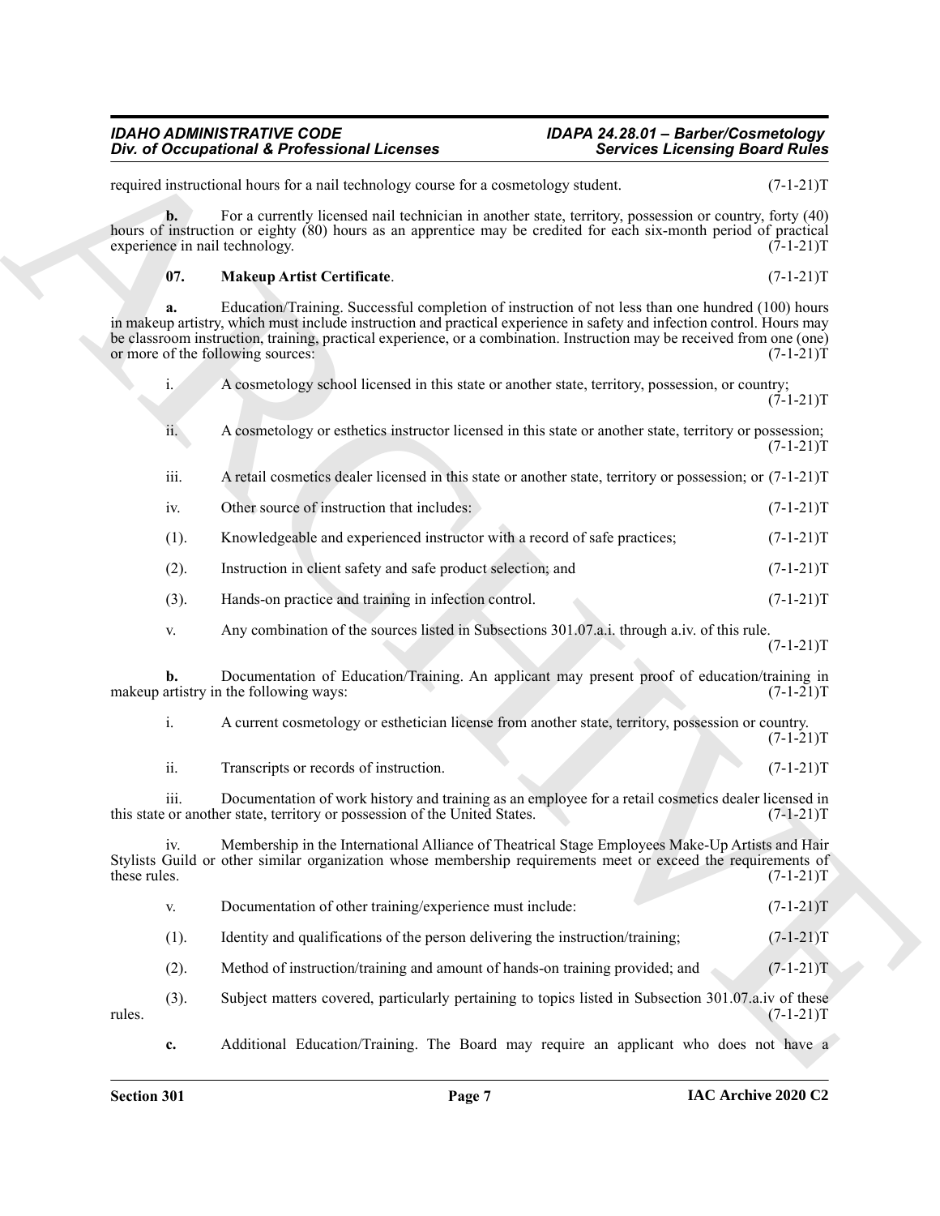required instructional hours for a nail technology course for a cosmetology student. (7-1-21)T

**b.** For a currently licensed nail technician in another state, territory, possession or country, forty (40) hours of instruction or eighty (80) hours as an apprentice may be credited for each six-month period of practical experience in nail technology. (7-1-21)T

**07. Makeup Artist Certificate**. (7-1-21)T

**a.** Education/Training. Successful completion of instruction of not less than one hundred (100) hours in makeup artistry, which must include instruction and practical experience in safety and infection control. Hours may be classroom instruction, training, practical experience, or a combination. Instruction may be received from one (one) or more of the following sources: (7-1-21)T

i. A cosmetology school licensed in this state or another state, territory, possession, or country; (7-1-21)T

ii. A cosmetology or esthetics instructor licensed in this state or another state, territory or possession; (7-1-21)T

iii. A retail cosmetics dealer licensed in this state or another state, territory or possession; or (7-1-21)T

iv. Other source of instruction that includes: (7-1-21)T

(1). Knowledgeable and experienced instructor with a record of safe practices; (7-1-21)T

(2). Instruction in client safety and safe product selection; and (7-1-21)T

(3). Hands-on practice and training in infection control. (7-1-21)T

v. Any combination of the sources listed in Subsections 301.07.a.i. through a.iv. of this rule. (7-1-21)T

**b.** Documentation of Education/Training. An applicant may present proof of education/training in makeup artistry in the following ways: (7-1-21)T

i. A current cosmetology or esthetician license from another state, territory, possession or country. (7-1-21)T

ii. Transcripts or records of instruction. (7-1-21)T

iii. Documentation of work history and training as an employee for a retail cosmetics dealer licensed in this state or another state, territory or possession of the United States. (7-1-21)T

iv. Membership in the International Alliance of Theatrical Stage Employees Make-Up Artists and Hair Stylists Guild or other similar organization whose membership requirements meet or exceed the requirements of these rules. (7-1-21)T

v. Documentation of other training/experience must include: (7-1-21)T

(1). Identity and qualifications of the person delivering the instruction/training; (7-1-21)T

(2). Method of instruction/training and amount of hands-on training provided; and (7-1-21)T

(3). Subject matters covered, particularly pertaining to topics listed in Subsection 301.07.a.iv of these rules. (7-1-21)T

**c.** Additional Education/Training. The Board may require an applicant who does not have a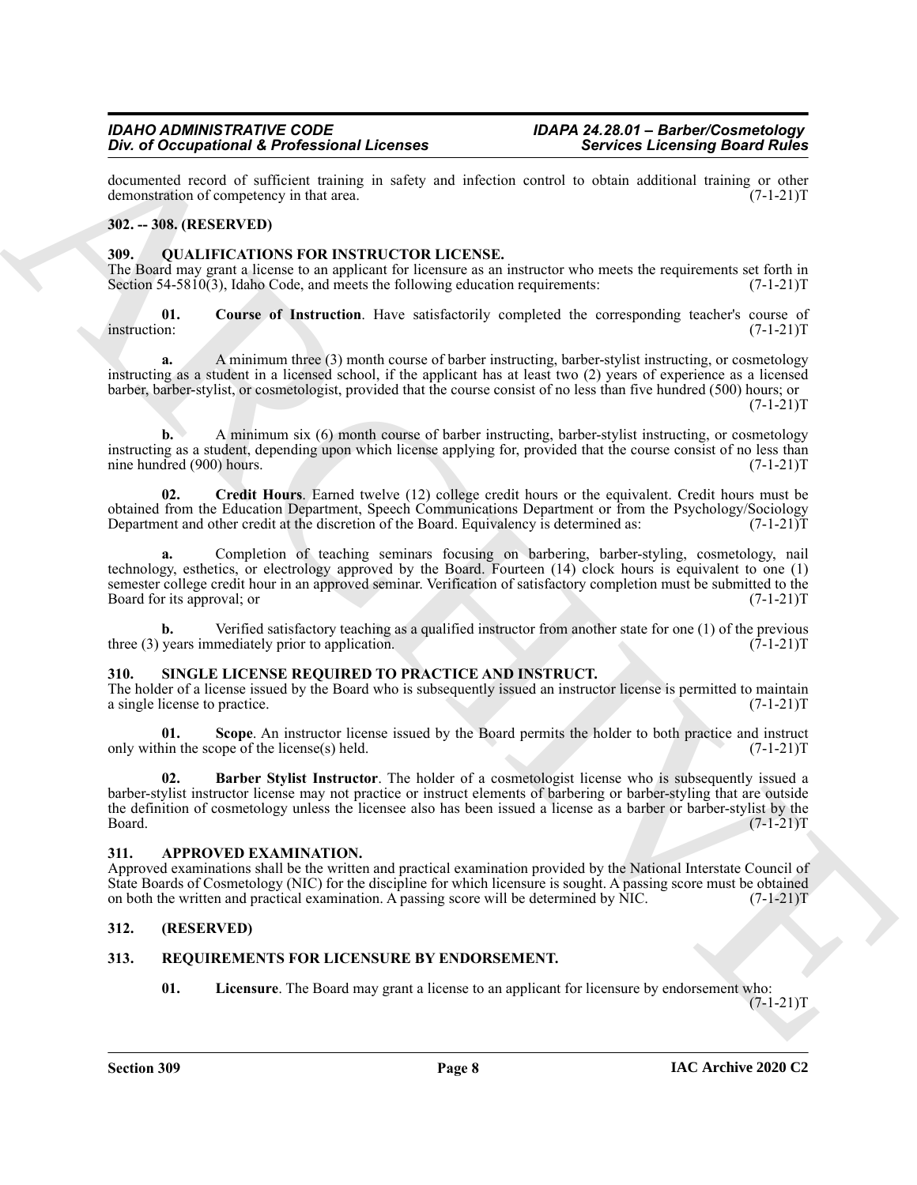documented record of sufficient training in safety and infection control to obtain additional training or other demonstration of competency in that area. (7-1-21)T

## 302. -- 308. (RESERVED)

## 309. QUALIFICATIONS FOR INSTRUCTOR LICENSE.

The Board may grant a license to an applicant for licensure as an instructor who meets the requirements set forth in Section 54-5810(3), Idaho Code, and meets the following education requirements: (7-1-21)T

**01. Course of Instruction**. Have satisfactorily completed the corresponding teacher's course of instruction: (7-1-21)T

**a.** A minimum three (3) month course of barber instructing, barber-stylist instructing, or cosmetology instructing as a student in a licensed school, if the applicant has at least two (2) years of experience as a licensed barber, barber-stylist, or cosmetologist, provided that the course consist of no less than five hundred (500) hours; or (7-1-21)T

**b.** A minimum six (6) month course of barber instructing, barber-stylist instructing, or cosmetology instructing as a student, depending upon which license applying for, provided that the course consist of no less than nine hundred (900) hours. (7-1-21)T

**02. Credit Hours**. Earned twelve (12) college credit hours or the equivalent. Credit hours must be obtained from the Education Department, Speech Communications Department or from the Psychology/Sociology Department and other credit at the discretion of the Board. Equivalency is determined as: (7-1-21)T

**a.** Completion of teaching seminars focusing on barbering, barber-styling, cosmetology, nail technology, esthetics, or electrology approved by the Board. Fourteen (14) clock hours is equivalent to one (1) semester college credit hour in an approved seminar. Verification of satisfactory completion must be submitted to the Board for its approval; or (7-1-21)T

**b.** Verified satisfactory teaching as a qualified instructor from another state for one (1) of the previous three (3) years immediately prior to application. (7-1-21)T

## 310. SINGLE LICENSE REQUIRED TO PRACTICE AND INSTRUCT.

The holder of a license issued by the Board who is subsequently issued an instructor license is permitted to maintain a single license to practice. (7-1-21)T

**01. Scope**. An instructor license issued by the Board permits the holder to both practice and instruct only within the scope of the license(s) held. (7-1-21)T

**02. Barber Stylist Instructor**. The holder of a cosmetologist license who is subsequently issued a barber-stylist instructor license may not practice or instruct elements of barbering or barber-styling that are outside the definition of cosmetology unless the licensee also has been issued a license as a barber or barber-stylist by the Board. (7-1-21)T

## 311. APPROVED EXAMINATION.

Approved examinations shall be the written and practical examination provided by the National Interstate Council of State Boards of Cosmetology (NIC) for the discipline for which licensure is sought. A passing score must be obtained on both the written and practical examination. A passing score will be determined by NIC. (7-1-21)T

## 312. (RESERVED)

## 313. REQUIREMENTS FOR LICENSURE BY ENDORSEMENT.

**01. Licensure**. The Board may grant a license to an applicant for licensure by endorsement who: (7-1-21)T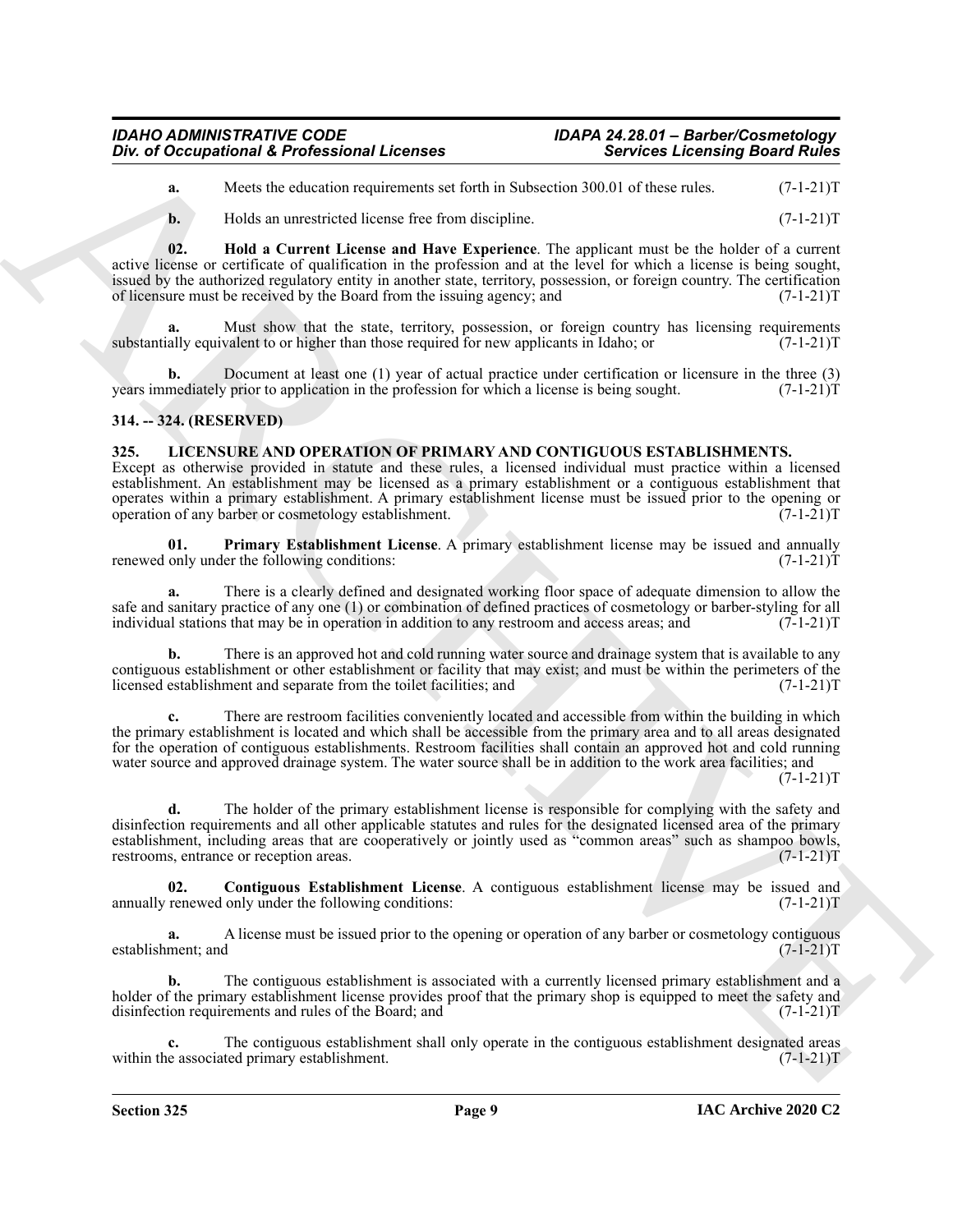**a.** Meets the education requirements set forth in Subsection 300.01 of these rules. (7-1-21)T

**b.** Holds an unrestricted license free from discipline. (7-1-21)T

**02. Hold a Current License and Have Experience**. The applicant must be the holder of a current active license or certificate of qualification in the profession and at the level for which a license is being sought, issued by the authorized regulatory entity in another state, territory, possession, or foreign country. The certification of licensure must be received by the Board from the issuing agency; and (7-1-21)T

**a.** Must show that the state, territory, possession, or foreign country has licensing requirements substantially equivalent to or higher than those required for new applicants in Idaho; or (7-1-21)T

**b.** Document at least one (1) year of actual practice under certification or licensure in the three (3) years immediately prior to application in the profession for which a license is being sought. (7-1-21)T

## 314. -- 324. (RESERVED)

## 325. LICENSURE AND OPERATION OF PRIMARY AND CONTIGUOUS ESTABLISHMENTS.

Except as otherwise provided in statute and these rules, a licensed individual must practice within a licensed establishment. An establishment may be licensed as a primary establishment or a contiguous establishment that operates within a primary establishment. A primary establishment license must be issued prior to the opening or operation of any barber or cosmetology establishment. (7-1-21)T

**01. Primary Establishment License**. A primary establishment license may be issued and annually renewed only under the following conditions: (7-1-21)T

**a.** There is a clearly defined and designated working floor space of adequate dimension to allow the safe and sanitary practice of any one (1) or combination of defined practices of cosmetology or barber-styling for all individual stations that may be in operation in addition to any restroom and access areas; and (7-1-21)T

**b.** There is an approved hot and cold running water source and drainage system that is available to any contiguous establishment or other establishment or facility that may exist; and must be within the perimeters of the licensed establishment and separate from the toilet facilities; and (7-1-21)T

**c.** There are restroom facilities conveniently located and accessible from within the building in which the primary establishment is located and which shall be accessible from the primary area and to all areas designated for the operation of contiguous establishments. Restroom facilities shall contain an approved hot and cold running water source and approved drainage system. The water source shall be in addition to the work area facilities; and (7-1-21)T

**d.** The holder of the primary establishment license is responsible for complying with the safety and disinfection requirements and all other applicable statutes and rules for the designated licensed area of the primary establishment, including areas that are cooperatively or jointly used as "common areas" such as shampoo bowls, restrooms, entrance or reception areas. (7-1-21)T

**02. Contiguous Establishment License**. A contiguous establishment license may be issued and annually renewed only under the following conditions: (7-1-21)T

**a.** A license must be issued prior to the opening or operation of any barber or cosmetology contiguous establishment; and (7-1-21)T

**b.** The contiguous establishment is associated with a currently licensed primary establishment and a holder of the primary establishment license provides proof that the primary shop is equipped to meet the safety and disinfection requirements and rules of the Board; and (7-1-21)T

**c.** The contiguous establishment shall only operate in the contiguous establishment designated areas within the associated primary establishment. (7-1-21)T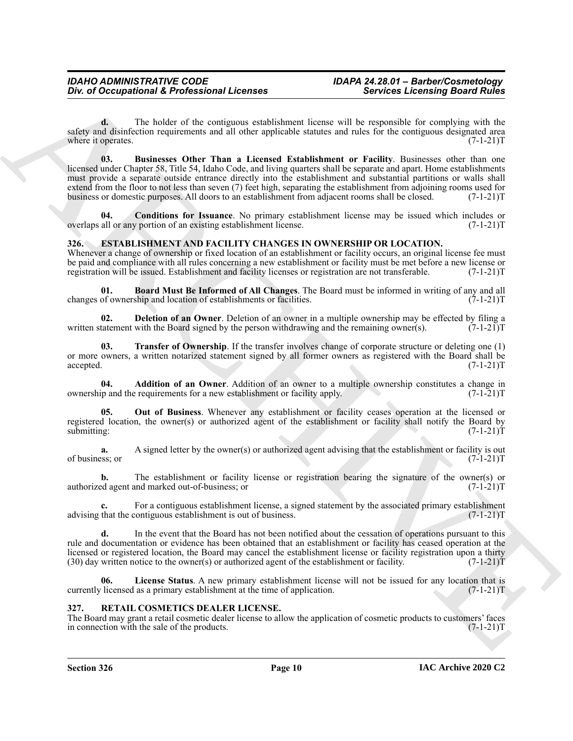**d.** The holder of the contiguous establishment license will be responsible for complying with the safety and disinfection requirements and all other applicable statutes and rules for the contiguous designated area where it operates. (7-1-21)T

**03. Businesses Other Than a Licensed Establishment or Facility**. Businesses other than one licensed under Chapter 58, Title 54, Idaho Code, and living quarters shall be separate and apart. Home establishments must provide a separate outside entrance directly into the establishment and substantial partitions or walls shall extend from the floor to not less than seven (7) feet high, separating the establishment from adjoining rooms used for business or domestic purposes. All doors to an establishment from adjacent rooms shall be closed. (7-1-21)T

**04. Conditions for Issuance**. No primary establishment license may be issued which includes or overlaps all or any portion of an existing establishment license. (7-1-21)T

### 326. ESTABLISHMENT AND FACILITY CHANGES IN OWNERSHIP OR LOCATION.

Whenever a change of ownership or fixed location of an establishment or facility occurs, an original license fee must be paid and compliance with all rules concerning a new establishment or facility must be met before a new license or registration will be issued. Establishment and facility licenses or registration are not transferable. (7-1-21)T

**01. Board Must Be Informed of All Changes**. The Board must be informed in writing of any and all changes of ownership and location of establishments or facilities. (7-1-21)T

**02. Deletion of an Owner**. Deletion of an owner in a multiple ownership may be effected by filing a written statement with the Board signed by the person withdrawing and the remaining owner(s). (7-1-21)T

**03. Transfer of Ownership**. If the transfer involves change of corporate structure or deleting one (1) or more owners, a written notarized statement signed by all former owners as registered with the Board shall be accepted. (7-1-21)T

**04. Addition of an Owner**. Addition of an owner to a multiple ownership constitutes a change in ownership and the requirements for a new establishment or facility apply. (7-1-21)T

**05. Out of Business**. Whenever any establishment or facility ceases operation at the licensed or registered location, the owner(s) or authorized agent of the establishment or facility shall notify the Board by submitting: (7-1-21)T

**a.** A signed letter by the owner(s) or authorized agent advising that the establishment or facility is out of business; or (7-1-21)T

**b.** The establishment or facility license or registration bearing the signature of the owner(s) or authorized agent and marked out-of-business; or (7-1-21)T

**c.** For a contiguous establishment license, a signed statement by the associated primary establishment advising that the contiguous establishment is out of business. (7-1-21)T

**d.** In the event that the Board has not been notified about the cessation of operations pursuant to this rule and documentation or evidence has been obtained that an establishment or facility has ceased operation at the licensed or registered location, the Board may cancel the establishment license or facility registration upon a thirty (30) day written notice to the owner(s) or authorized agent of the establishment or facility. (7-1-21)T

**06. License Status**. A new primary establishment license will not be issued for any location that is currently licensed as a primary establishment at the time of application. (7-1-21)T

### 327. RETAIL COSMETICS DEALER LICENSE.

The Board may grant a retail cosmetic dealer license to allow the application of cosmetic products to customers' faces in connection with the sale of the products. (7-1-21)T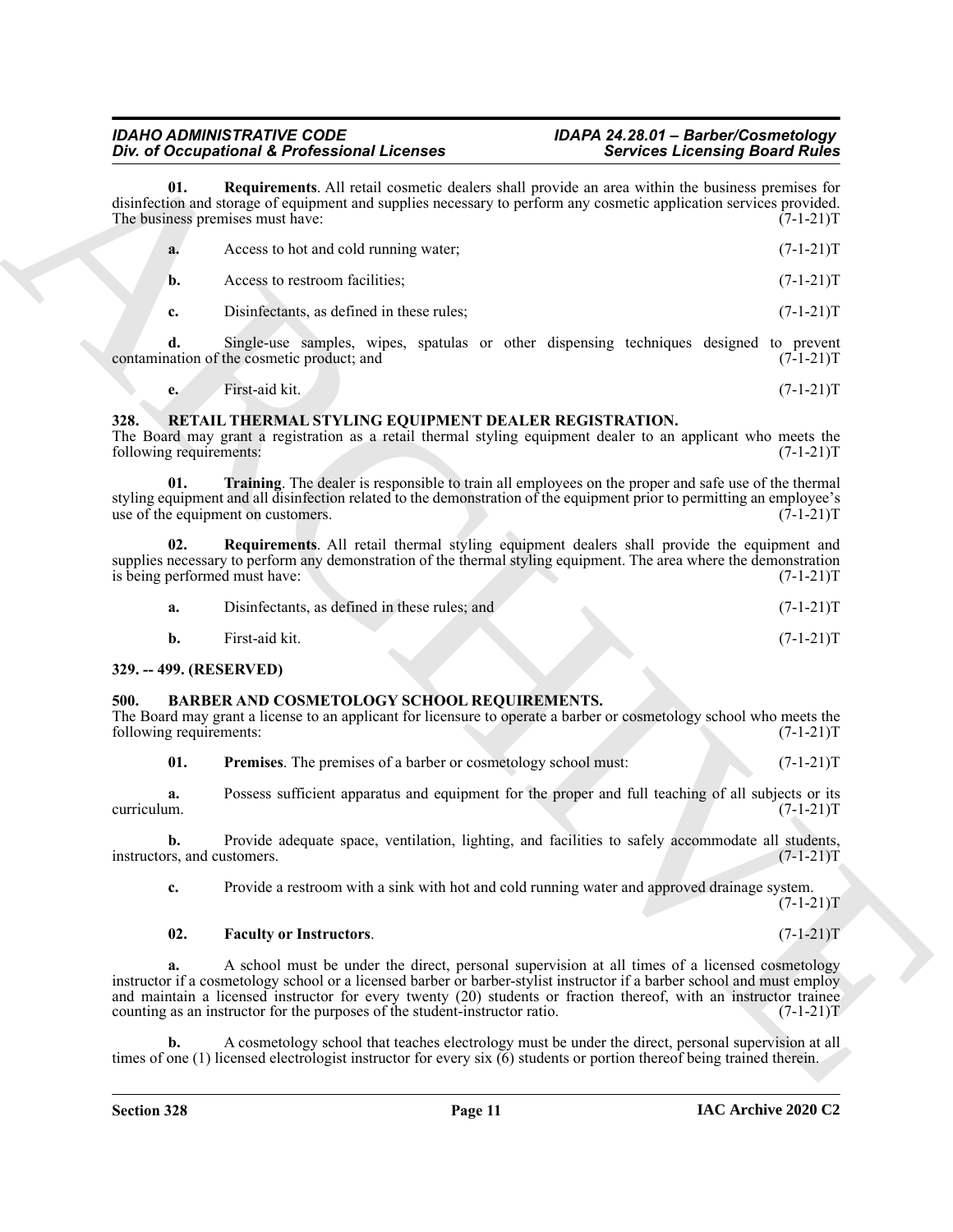**01. Requirements**. All retail cosmetic dealers shall provide an area within the business premises for disinfection and storage of equipment and supplies necessary to perform any cosmetic application services provided. The business premises must have: (7-1-21)T

**a.** Access to hot and cold running water; (7-1-21)T

**b.** Access to restroom facilities; (7-1-21)T

**c.** Disinfectants, as defined in these rules; (7-1-21)T

**d.** Single-use samples, wipes, spatulas or other dispensing techniques designed to prevent contamination of the cosmetic product; and (7-1-21)T

**e.** First-aid kit. (7-1-21)T

### 328. RETAIL THERMAL STYLING EQUIPMENT DEALER REGISTRATION.

The Board may grant a registration as a retail thermal styling equipment dealer to an applicant who meets the following requirements: (7-1-21)T

**01. Training**. The dealer is responsible to train all employees on the proper and safe use of the thermal styling equipment and all disinfection related to the demonstration of the equipment prior to permitting an employee's use of the equipment on customers. (7-1-21)T

**02. Requirements**. All retail thermal styling equipment dealers shall provide the equipment and supplies necessary to perform any demonstration of the thermal styling equipment. The area where the demonstration is being performed must have: (7-1-21)T

**a.** Disinfectants, as defined in these rules; and (7-1-21)T

**b.** First-aid kit. (7-1-21)T

### 329. -- 499. (RESERVED)

### 500. BARBER AND COSMETOLOGY SCHOOL REQUIREMENTS.

The Board may grant a license to an applicant for licensure to operate a barber or cosmetology school who meets the following requirements: (7-1-21)T

**01. Premises**. The premises of a barber or cosmetology school must: (7-1-21)T

**a.** Possess sufficient apparatus and equipment for the proper and full teaching of all subjects or its curriculum. (7-1-21)T

**b.** Provide adequate space, ventilation, lighting, and facilities to safely accommodate all students, instructors, and customers. (7-1-21)T

**c.** Provide a restroom with a sink with hot and cold running water and approved drainage system. (7-1-21)T

**02. Faculty or Instructors**. (7-1-21)T

**a.** A school must be under the direct, personal supervision at all times of a licensed cosmetology instructor if a cosmetology school or a licensed barber or barber-stylist instructor if a barber school and must employ and maintain a licensed instructor for every twenty (20) students or fraction thereof, with an instructor trainee counting as an instructor for the purposes of the student-instructor ratio. (7-1-21)T

**b.** A cosmetology school that teaches electrology must be under the direct, personal supervision at all times of one (1) licensed electrologist instructor for every six (6) students or portion thereof being trained therein.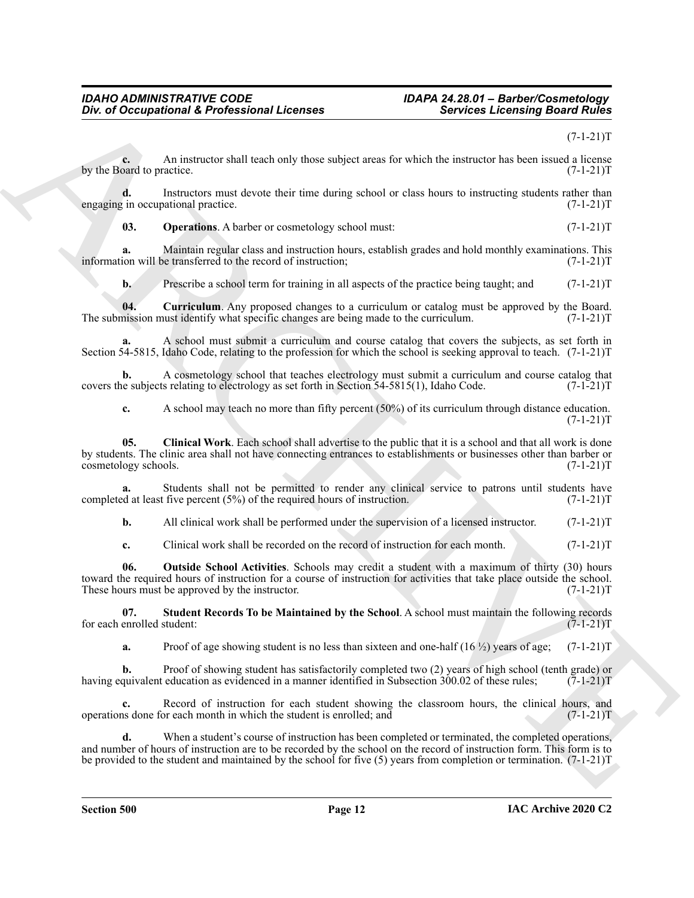(7-1-21)T

**c.** An instructor shall teach only those subject areas for which the instructor has been issued a license by the Board to practice. (7-1-21)T

**d.** Instructors must devote their time during school or class hours to instructing students rather than engaging in occupational practice. (7-1-21)T

**03. Operations**. A barber or cosmetology school must: (7-1-21)T

**a.** Maintain regular class and instruction hours, establish grades and hold monthly examinations. This information will be transferred to the record of instruction; (7-1-21)T

**b.** Prescribe a school term for training in all aspects of the practice being taught; and (7-1-21)T

**04. Curriculum**. Any proposed changes to a curriculum or catalog must be approved by the Board. The submission must identify what specific changes are being made to the curriculum. (7-1-21)T

**a.** A school must submit a curriculum and course catalog that covers the subjects, as set forth in Section 54-5815, Idaho Code, relating to the profession for which the school is seeking approval to teach. (7-1-21)T

**b.** A cosmetology school that teaches electrology must submit a curriculum and course catalog that covers the subjects relating to electrology as set forth in Section 54-5815(1), Idaho Code. (7-1-21)T

**c.** A school may teach no more than fifty percent (50%) of its curriculum through distance education. (7-1-21)T

**05. Clinical Work**. Each school shall advertise to the public that it is a school and that all work is done by students. The clinic area shall not have connecting entrances to establishments or businesses other than barber or cosmetology schools. (7-1-21)T

**a.** Students shall not be permitted to render any clinical service to patrons until students have completed at least five percent (5%) of the required hours of instruction. (7-1-21)T

**b.** All clinical work shall be performed under the supervision of a licensed instructor. (7-1-21)T

**c.** Clinical work shall be recorded on the record of instruction for each month. (7-1-21)T

**06. Outside School Activities**. Schools may credit a student with a maximum of thirty (30) hours toward the required hours of instruction for a course of instruction for activities that take place outside the school. These hours must be approved by the instructor. (7-1-21)T

**07. Student Records To be Maintained by the School**. A school must maintain the following records for each enrolled student: (7-1-21)T

**a.** Proof of age showing student is no less than sixteen and one-half (16 ½) years of age; (7-1-21)T

**b.** Proof of showing student has satisfactorily completed two (2) years of high school (tenth grade) or having equivalent education as evidenced in a manner identified in Subsection 300.02 of these rules; (7-1-21)T

**c.** Record of instruction for each student showing the classroom hours, the clinical hours, and operations done for each month in which the student is enrolled; and (7-1-21)T

**d.** When a student's course of instruction has been completed or terminated, the completed operations, and number of hours of instruction are to be recorded by the school on the record of instruction form. This form is to be provided to the student and maintained by the school for five (5) years from completion or termination. (7-1-21)T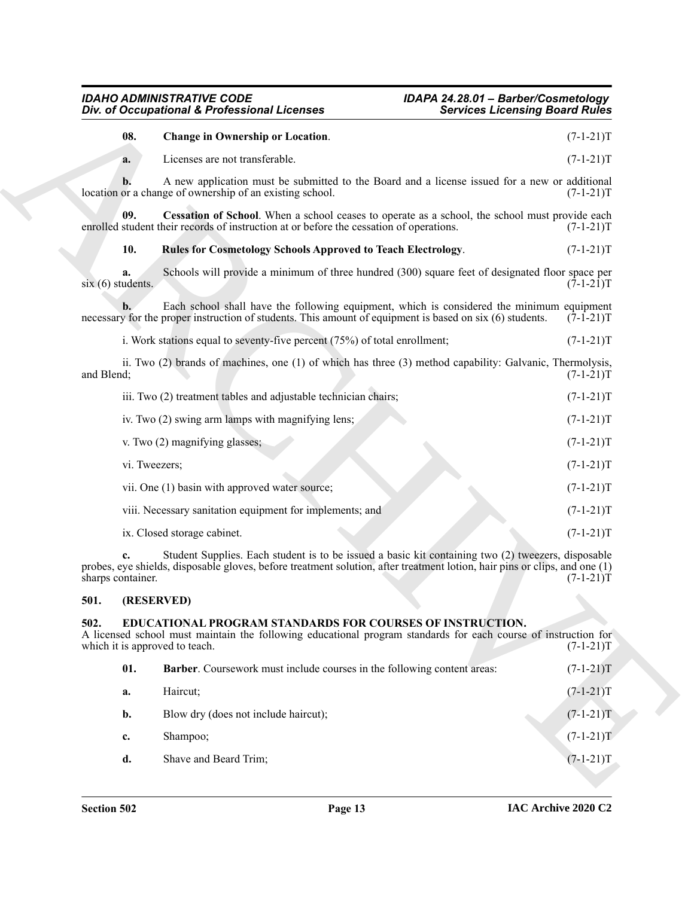**08. Change in Ownership or Location**. (7-1-21)T

**a.** Licenses are not transferable. (7-1-21)T

**b.** A new application must be submitted to the Board and a license issued for a new or additional location or a change of ownership of an existing school. (7-1-21)T

**09. Cessation of School**. When a school ceases to operate as a school, the school must provide each enrolled student their records of instruction at or before the cessation of operations. (7-1-21)T

**10. Rules for Cosmetology Schools Approved to Teach Electrology**. (7-1-21)T

**a.** Schools will provide a minimum of three hundred (300) square feet of designated floor space per six (6) students. (7-1-21)T

**b.** Each school shall have the following equipment, which is considered the minimum equipment necessary for the proper instruction of students. This amount of equipment is based on six (6) students. (7-1-21)T

i. Work stations equal to seventy-five percent (75%) of total enrollment; (7-1-21)T

ii. Two (2) brands of machines, one (1) of which has three (3) method capability: Galvanic, Thermolysis, and Blend; (7-1-21)T

iii. Two (2) treatment tables and adjustable technician chairs; (7-1-21)T

iv. Two (2) swing arm lamps with magnifying lens; (7-1-21)T

v. Two (2) magnifying glasses; (7-1-21)T

vi. Tweezers; (7-1-21)T

vii. One (1) basin with approved water source; (7-1-21)T

viii. Necessary sanitation equipment for implements; and (7-1-21)T

ix. Closed storage cabinet. (7-1-21)T

**c.** Student Supplies. Each student is to be issued a basic kit containing two (2) tweezers, disposable probes, eye shields, disposable gloves, before treatment solution, after treatment lotion, hair pins or clips, and one (1) sharps container. (7-1-21)T

## 501. (RESERVED)

## 502. EDUCATIONAL PROGRAM STANDARDS FOR COURSES OF INSTRUCTION.

A licensed school must maintain the following educational program standards for each course of instruction for which it is approved to teach. (7-1-21)T

**01. Barber**. Coursework must include courses in the following content areas: (7-1-21)T

**a.** Haircut; (7-1-21)T

**b.** Blow dry (does not include haircut); (7-1-21)T

**c.** Shampoo; (7-1-21)T

**d.** Shave and Beard Trim; (7-1-21)T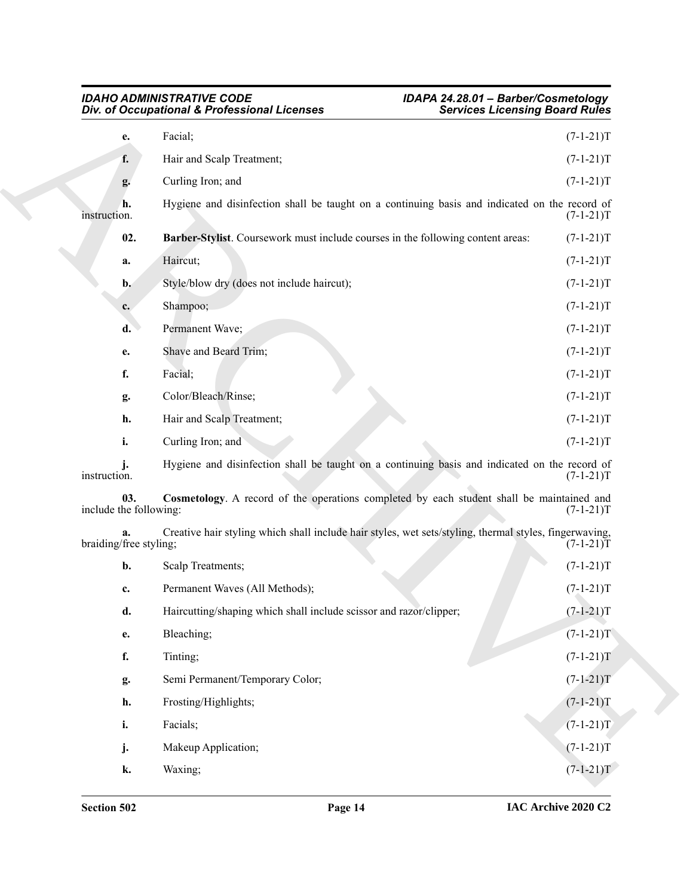**e.** Facial; (7-1-21)T

**f.** Hair and Scalp Treatment; (7-1-21)T

**g.** Curling Iron; and (7-1-21)T

**h.** Hygiene and disinfection shall be taught on a continuing basis and indicated on the record of instruction. (7-1-21)T

**02. Barber-Stylist**. Coursework must include courses in the following content areas: (7-1-21)T

**a.** Haircut; (7-1-21)T

**b.** Style/blow dry (does not include haircut); (7-1-21)T

**c.** Shampoo; (7-1-21)T

**d.** Permanent Wave; (7-1-21)T

**e.** Shave and Beard Trim; (7-1-21)T

**f.** Facial; (7-1-21)T

**g.** Color/Bleach/Rinse; (7-1-21)T

**h.** Hair and Scalp Treatment; (7-1-21)T

**i.** Curling Iron; and (7-1-21)T

**j.** Hygiene and disinfection shall be taught on a continuing basis and indicated on the record of instruction. (7-1-21)T

**03. Cosmetology**. A record of the operations completed by each student shall be maintained and include the following: (7-1-21)T

**a.** Creative hair styling which shall include hair styles, wet sets/styling, thermal styles, fingerwaving, braiding/free styling; (7-1-21)T

**b.** Scalp Treatments; (7-1-21)T

**c.** Permanent Waves (All Methods); (7-1-21)T

**d.** Haircutting/shaping which shall include scissor and razor/clipper; (7-1-21)T

**e.** Bleaching; (7-1-21)T

**f.** Tinting; (7-1-21)T

**g.** Semi Permanent/Temporary Color; (7-1-21)T

**h.** Frosting/Highlights; (7-1-21)T

**i.** Facials; (7-1-21)T

**j.** Makeup Application; (7-1-21)T

**k.** Waxing; (7-1-21)T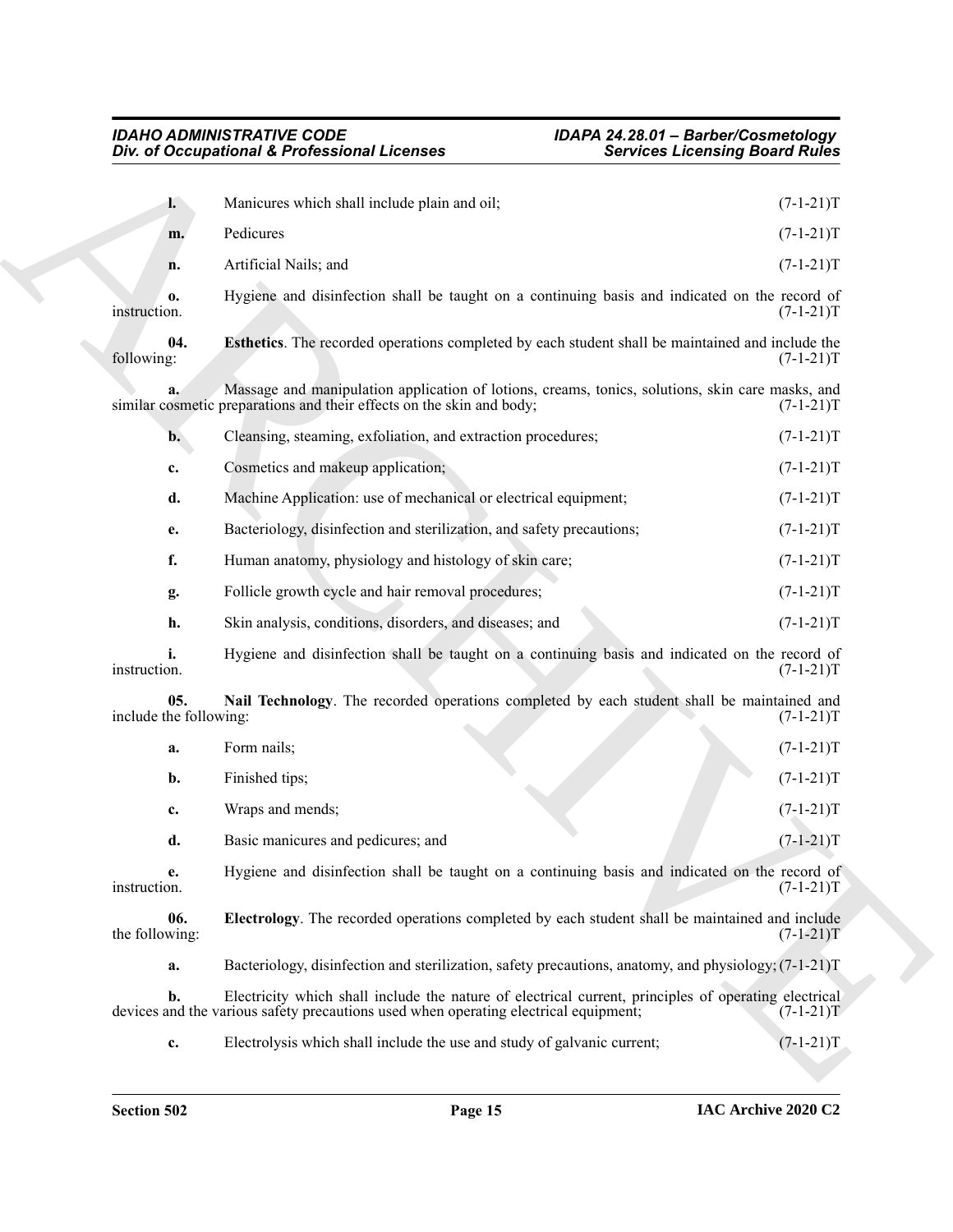**l.** Manicures which shall include plain and oil; (7-1-21)T

**m.** Pedicures (7-1-21)T

**n.** Artificial Nails; and (7-1-21)T

**o.** Hygiene and disinfection shall be taught on a continuing basis and indicated on the record of instruction. (7-1-21)T

**04. Esthetics**. The recorded operations completed by each student shall be maintained and include the following: (7-1-21)T

**a.** Massage and manipulation application of lotions, creams, tonics, solutions, skin care masks, and similar cosmetic preparations and their effects on the skin and body; (7-1-21)T

**b.** Cleansing, steaming, exfoliation, and extraction procedures; (7-1-21)T

**c.** Cosmetics and makeup application; (7-1-21)T

**d.** Machine Application: use of mechanical or electrical equipment; (7-1-21)T

**e.** Bacteriology, disinfection and sterilization, and safety precautions; (7-1-21)T

**f.** Human anatomy, physiology and histology of skin care; (7-1-21)T

**g.** Follicle growth cycle and hair removal procedures; (7-1-21)T

**h.** Skin analysis, conditions, disorders, and diseases; and (7-1-21)T

**i.** Hygiene and disinfection shall be taught on a continuing basis and indicated on the record of instruction. (7-1-21)T

**05. Nail Technology**. The recorded operations completed by each student shall be maintained and include the following: (7-1-21)T

**a.** Form nails; (7-1-21)T

**b.** Finished tips; (7-1-21)T

**c.** Wraps and mends; (7-1-21)T

**d.** Basic manicures and pedicures; and (7-1-21)T

**e.** Hygiene and disinfection shall be taught on a continuing basis and indicated on the record of instruction. (7-1-21)T

**06. Electrology**. The recorded operations completed by each student shall be maintained and include the following: (7-1-21)T

**a.** Bacteriology, disinfection and sterilization, safety precautions, anatomy, and physiology; (7-1-21)T

**b.** Electricity which shall include the nature of electrical current, principles of operating electrical devices and the various safety precautions used when operating electrical equipment; (7-1-21)T

**c.** Electrolysis which shall include the use and study of galvanic current; (7-1-21)T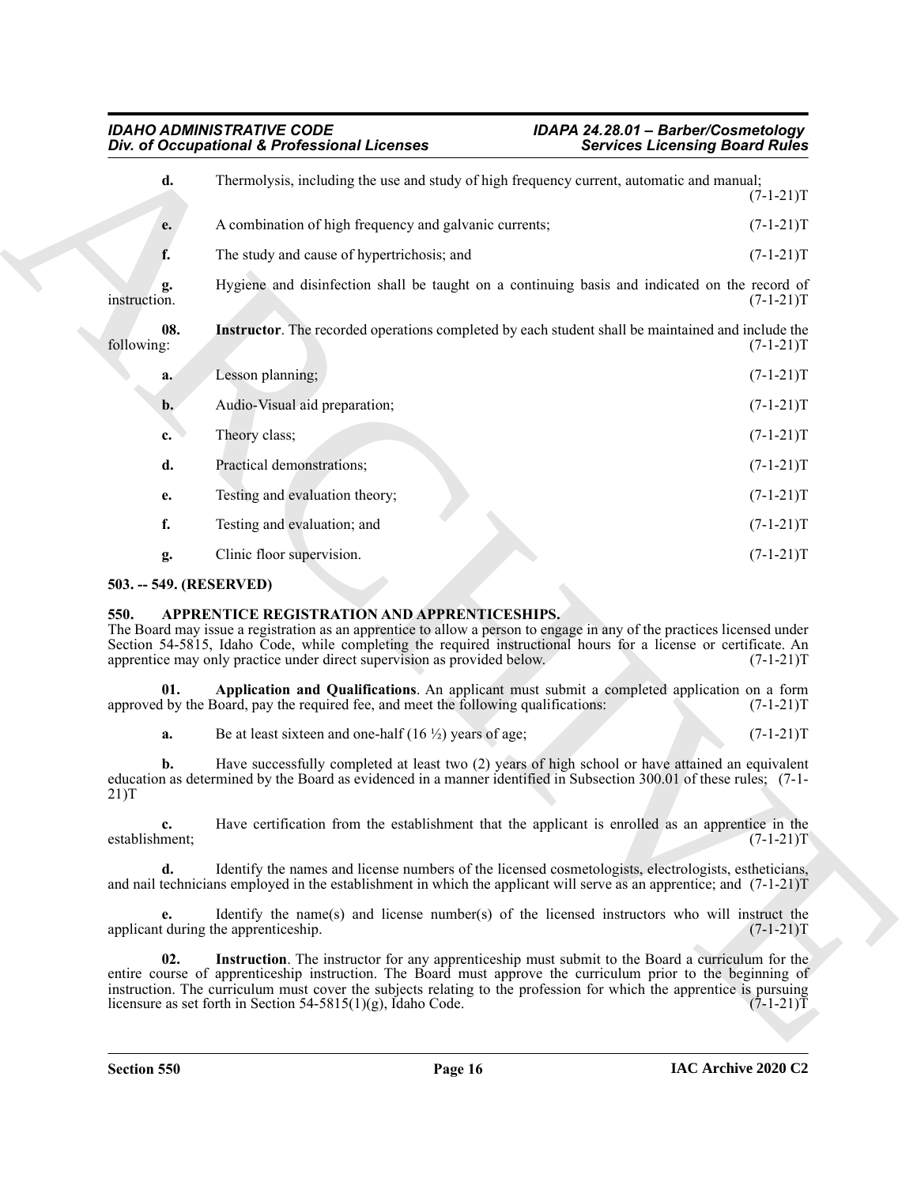**d.** Thermolysis, including the use and study of high frequency current, automatic and manual; (7-1-21)T

**e.** A combination of high frequency and galvanic currents; (7-1-21)T

**f.** The study and cause of hypertrichosis; and (7-1-21)T

**g.** Hygiene and disinfection shall be taught on a continuing basis and indicated on the record of instruction. (7-1-21)T

**08. Instructor**. The recorded operations completed by each student shall be maintained and include the following: (7-1-21)T

**a.** Lesson planning; (7-1-21)T

**b.** Audio-Visual aid preparation; (7-1-21)T

**c.** Theory class; (7-1-21)T

**d.** Practical demonstrations; (7-1-21)T

**e.** Testing and evaluation theory; (7-1-21)T

**f.** Testing and evaluation; and (7-1-21)T

**g.** Clinic floor supervision. (7-1-21)T

### 503. -- 549. (RESERVED)

### 550. APPRENTICE REGISTRATION AND APPRENTICESHIPS.

The Board may issue a registration as an apprentice to allow a person to engage in any of the practices licensed under Section 54-5815, Idaho Code, while completing the required instructional hours for a license or certificate. An apprentice may only practice under direct supervision as provided below. (7-1-21)T

**01. Application and Qualifications**. An applicant must submit a completed application on a form approved by the Board, pay the required fee, and meet the following qualifications: (7-1-21)T

**a.** Be at least sixteen and one-half (16 ½) years of age; (7-1-21)T

**b.** Have successfully completed at least two (2) years of high school or have attained an equivalent education as determined by the Board as evidenced in a manner identified in Subsection 300.01 of these rules; (7-1-21)T

**c.** Have certification from the establishment that the applicant is enrolled as an apprentice in the establishment; (7-1-21)T

**d.** Identify the names and license numbers of the licensed cosmetologists, electrologists, estheticians, and nail technicians employed in the establishment in which the applicant will serve as an apprentice; and (7-1-21)T

**e.** Identify the name(s) and license number(s) of the licensed instructors who will instruct the applicant during the apprenticeship. (7-1-21)T

**02. Instruction**. The instructor for any apprenticeship must submit to the Board a curriculum for the entire course of apprenticeship instruction. The Board must approve the curriculum prior to the beginning of instruction. The curriculum must cover the subjects relating to the profession for which the apprentice is pursuing licensure as set forth in Section 54-5815(1)(g), Idaho Code. (7-1-21)T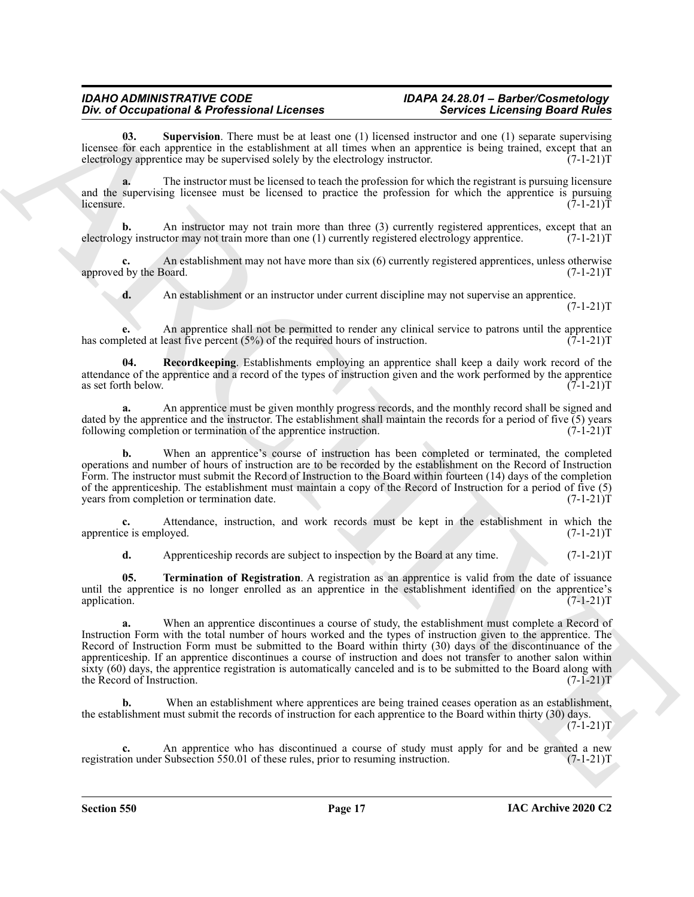**03. Supervision**. There must be at least one (1) licensed instructor and one (1) separate supervising licensee for each apprentice in the establishment at all times when an apprentice is being trained, except that an electrology apprentice may be supervised solely by the electrology instructor. (7-1-21)T

**a.** The instructor must be licensed to teach the profession for which the registrant is pursuing licensure and the supervising licensee must be licensed to practice the profession for which the apprentice is pursuing licensure. (7-1-21)T

**b.** An instructor may not train more than three (3) currently registered apprentices, except that an electrology instructor may not train more than one (1) currently registered electrology apprentice. (7-1-21)T

**c.** An establishment may not have more than six (6) currently registered apprentices, unless otherwise approved by the Board. (7-1-21)T

**d.** An establishment or an instructor under current discipline may not supervise an apprentice. (7-1-21)T

**e.** An apprentice shall not be permitted to render any clinical service to patrons until the apprentice has completed at least five percent (5%) of the required hours of instruction. (7-1-21)T

**04. Recordkeeping**. Establishments employing an apprentice shall keep a daily work record of the attendance of the apprentice and a record of the types of instruction given and the work performed by the apprentice as set forth below. (7-1-21)T

**a.** An apprentice must be given monthly progress records, and the monthly record shall be signed and dated by the apprentice and the instructor. The establishment shall maintain the records for a period of five (5) years following completion or termination of the apprentice instruction. (7-1-21)T

**b.** When an apprentice's course of instruction has been completed or terminated, the completed operations and number of hours of instruction are to be recorded by the establishment on the Record of Instruction Form. The instructor must submit the Record of Instruction to the Board within fourteen (14) days of the completion of the apprenticeship. The establishment must maintain a copy of the Record of Instruction for a period of five (5) years from completion or termination date. (7-1-21)T

**c.** Attendance, instruction, and work records must be kept in the establishment in which the apprentice is employed. (7-1-21)T

**d.** Apprenticeship records are subject to inspection by the Board at any time. (7-1-21)T

**05. Termination of Registration**. A registration as an apprentice is valid from the date of issuance until the apprentice is no longer enrolled as an apprentice in the establishment identified on the apprentice's application. (7-1-21)T

**a.** When an apprentice discontinues a course of study, the establishment must complete a Record of Instruction Form with the total number of hours worked and the types of instruction given to the apprentice. The Record of Instruction Form must be submitted to the Board within thirty (30) days of the discontinuance of the apprenticeship. If an apprentice discontinues a course of instruction and does not transfer to another salon within sixty (60) days, the apprentice registration is automatically canceled and is to be submitted to the Board along with the Record of Instruction. (7-1-21)T

**b.** When an establishment where apprentices are being trained ceases operation as an establishment, the establishment must submit the records of instruction for each apprentice to the Board within thirty (30) days. (7-1-21)T

**c.** An apprentice who has discontinued a course of study must apply for and be granted a new registration under Subsection 550.01 of these rules, prior to resuming instruction. (7-1-21)T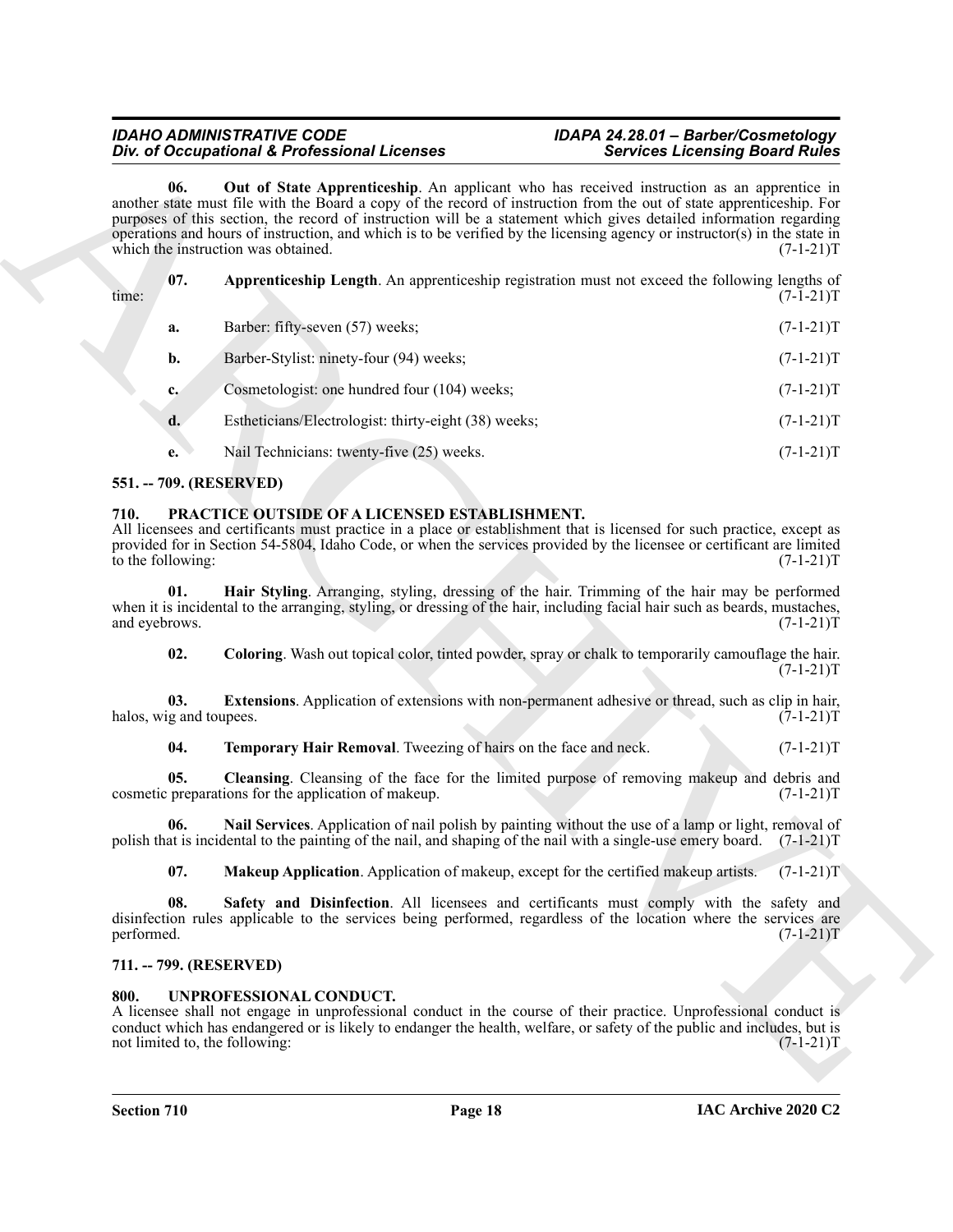**06. Out of State Apprenticeship**. An applicant who has received instruction as an apprentice in another state must file with the Board a copy of the record of instruction from the out of state apprenticeship. For purposes of this section, the record of instruction will be a statement which gives detailed information regarding operations and hours of instruction, and which is to be verified by the licensing agency or instructor(s) in the state in which the instruction was obtained. (7-1-21)T

**07. Apprenticeship Length**. An apprenticeship registration must not exceed the following lengths of time: (7-1-21)T

**a.** Barber: fifty-seven (57) weeks; (7-1-21)T

**b.** Barber-Stylist: ninety-four (94) weeks; (7-1-21)T

**c.** Cosmetologist: one hundred four (104) weeks; (7-1-21)T

**d.** Estheticians/Electrologist: thirty-eight (38) weeks; (7-1-21)T

**e.** Nail Technicians: twenty-five (25) weeks. (7-1-21)T

## 551. -- 709. (RESERVED)

## 710. PRACTICE OUTSIDE OF A LICENSED ESTABLISHMENT.

All licensees and certificants must practice in a place or establishment that is licensed for such practice, except as provided for in Section 54-5804, Idaho Code, or when the services provided by the licensee or certificant are limited to the following: (7-1-21)T

**01. Hair Styling**. Arranging, styling, dressing of the hair. Trimming of the hair may be performed when it is incidental to the arranging, styling, or dressing of the hair, including facial hair such as beards, mustaches, and eyebrows. (7-1-21)T

**02. Coloring**. Wash out topical color, tinted powder, spray or chalk to temporarily camouflage the hair. (7-1-21)T

**03. Extensions**. Application of extensions with non-permanent adhesive or thread, such as clip in hair, halos, wig and toupees. (7-1-21)T

**04. Temporary Hair Removal**. Tweezing of hairs on the face and neck. (7-1-21)T

**05. Cleansing**. Cleansing of the face for the limited purpose of removing makeup and debris and cosmetic preparations for the application of makeup. (7-1-21)T

**06. Nail Services**. Application of nail polish by painting without the use of a lamp or light, removal of polish that is incidental to the painting of the nail, and shaping of the nail with a single-use emery board. (7-1-21)T

**07. Makeup Application**. Application of makeup, except for the certified makeup artists. (7-1-21)T

**08. Safety and Disinfection**. All licensees and certificants must comply with the safety and disinfection rules applicable to the services being performed, regardless of the location where the services are performed. (7-1-21)T

## 711. -- 799. (RESERVED)

## 800. UNPROFESSIONAL CONDUCT.

A licensee shall not engage in unprofessional conduct in the course of their practice. Unprofessional conduct is conduct which has endangered or is likely to endanger the health, welfare, or safety of the public and includes, but is not limited to, the following: (7-1-21)T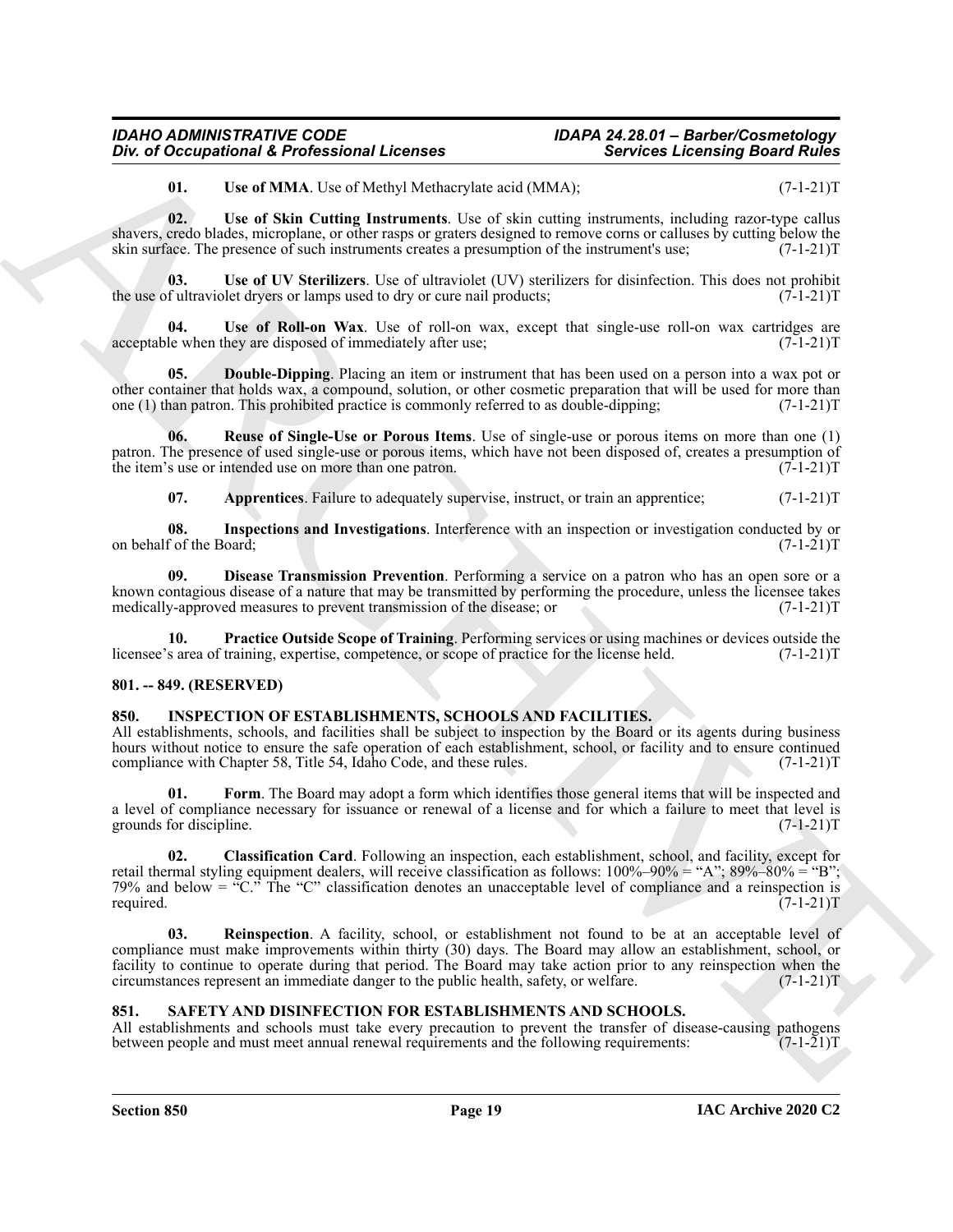**01. Use of MMA**. Use of Methyl Methacrylate acid (MMA); (7-1-21)T

**02. Use of Skin Cutting Instruments**. Use of skin cutting instruments, including razor-type callus shavers, credo blades, microplane, or other rasps or graters designed to remove corns or calluses by cutting below the skin surface. The presence of such instruments creates a presumption of the instrument's use; (7-1-21)T

**03. Use of UV Sterilizers**. Use of ultraviolet (UV) sterilizers for disinfection. This does not prohibit the use of ultraviolet dryers or lamps used to dry or cure nail products; (7-1-21)T

**04. Use of Roll-on Wax**. Use of roll-on wax, except that single-use roll-on wax cartridges are acceptable when they are disposed of immediately after use; (7-1-21)T

**05. Double-Dipping**. Placing an item or instrument that has been used on a person into a wax pot or other container that holds wax, a compound, solution, or other cosmetic preparation that will be used for more than one (1) than patron. This prohibited practice is commonly referred to as double-dipping; (7-1-21)T

**06. Reuse of Single-Use or Porous Items**. Use of single-use or porous items on more than one (1) patron. The presence of used single-use or porous items, which have not been disposed of, creates a presumption of the item's use or intended use on more than one patron. (7-1-21)T

**07. Apprentices**. Failure to adequately supervise, instruct, or train an apprentice; (7-1-21)T

**08. Inspections and Investigations**. Interference with an inspection or investigation conducted by or on behalf of the Board; (7-1-21)T

**09. Disease Transmission Prevention**. Performing a service on a patron who has an open sore or a known contagious disease of a nature that may be transmitted by performing the procedure, unless the licensee takes medically-approved measures to prevent transmission of the disease; or (7-1-21)T

**10. Practice Outside Scope of Training**. Performing services or using machines or devices outside the licensee's area of training, expertise, competence, or scope of practice for the license held. (7-1-21)T

## 801. -- 849. (RESERVED)

## 850. INSPECTION OF ESTABLISHMENTS, SCHOOLS AND FACILITIES.

All establishments, schools, and facilities shall be subject to inspection by the Board or its agents during business hours without notice to ensure the safe operation of each establishment, school, or facility and to ensure continued compliance with Chapter 58, Title 54, Idaho Code, and these rules. (7-1-21)T

**01. Form**. The Board may adopt a form which identifies those general items that will be inspected and a level of compliance necessary for issuance or renewal of a license and for which a failure to meet that level is grounds for discipline. (7-1-21)T

**02. Classification Card**. Following an inspection, each establishment, school, and facility, except for retail thermal styling equipment dealers, will receive classification as follows: 100%–90% = "A"; 89%–80% = "B"; 79% and below = "C." The "C" classification denotes an unacceptable level of compliance and a reinspection is required. (7-1-21)T

**03. Reinspection**. A facility, school, or establishment not found to be at an acceptable level of compliance must make improvements within thirty (30) days. The Board may allow an establishment, school, or facility to continue to operate during that period. The Board may take action prior to any reinspection when the circumstances represent an immediate danger to the public health, safety, or welfare. (7-1-21)T

## 851. SAFETY AND DISINFECTION FOR ESTABLISHMENTS AND SCHOOLS.

All establishments and schools must take every precaution to prevent the transfer of disease-causing pathogens between people and must meet annual renewal requirements and the following requirements: (7-1-21)T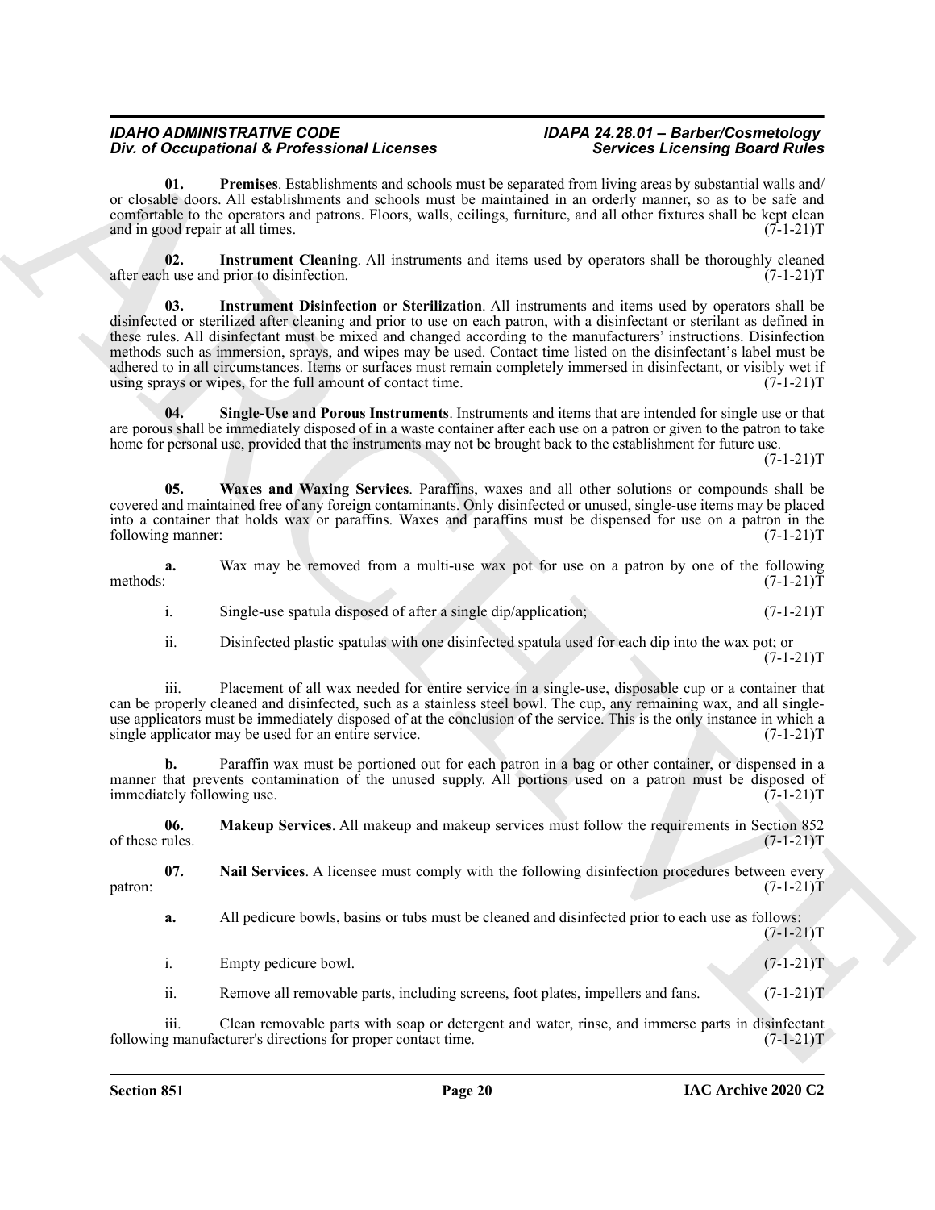**01. Premises**. Establishments and schools must be separated from living areas by substantial walls and/ or closable doors. All establishments and schools must be maintained in an orderly manner, so as to be safe and comfortable to the operators and patrons. Floors, walls, ceilings, furniture, and all other fixtures shall be kept clean and in good repair at all times. (7-1-21)T

**02. Instrument Cleaning**. All instruments and items used by operators shall be thoroughly cleaned after each use and prior to disinfection. (7-1-21)T

**03. Instrument Disinfection or Sterilization**. All instruments and items used by operators shall be disinfected or sterilized after cleaning and prior to use on each patron, with a disinfectant or sterilant as defined in these rules. All disinfectant must be mixed and changed according to the manufacturers' instructions. Disinfection methods such as immersion, sprays, and wipes may be used. Contact time listed on the disinfectant's label must be adhered to in all circumstances. Items or surfaces must remain completely immersed in disinfectant, or visibly wet if using sprays or wipes, for the full amount of contact time. (7-1-21)T

**04. Single-Use and Porous Instruments**. Instruments and items that are intended for single use or that are porous shall be immediately disposed of in a waste container after each use on a patron or given to the patron to take home for personal use, provided that the instruments may not be brought back to the establishment for future use. (7-1-21)T

**05. Waxes and Waxing Services**. Paraffins, waxes and all other solutions or compounds shall be covered and maintained free of any foreign contaminants. Only disinfected or unused, single-use items may be placed into a container that holds wax or paraffins. Waxes and paraffins must be dispensed for use on a patron in the following manner: (7-1-21)T

**a.** Wax may be removed from a multi-use wax pot for use on a patron by one of the following methods: (7-1-21)T

i. Single-use spatula disposed of after a single dip/application; (7-1-21)T

ii. Disinfected plastic spatulas with one disinfected spatula used for each dip into the wax pot; or (7-1-21)T

iii. Placement of all wax needed for entire service in a single-use, disposable cup or a container that can be properly cleaned and disinfected, such as a stainless steel bowl. The cup, any remaining wax, and all single-use applicators must be immediately disposed of at the conclusion of the service. This is the only instance in which a single applicator may be used for an entire service. (7-1-21)T

**b.** Paraffin wax must be portioned out for each patron in a bag or other container, or dispensed in a manner that prevents contamination of the unused supply. All portions used on a patron must be disposed of immediately following use. (7-1-21)T

**06. Makeup Services**. All makeup and makeup services must follow the requirements in Section 852 of these rules. (7-1-21)T

**07. Nail Services**. A licensee must comply with the following disinfection procedures between every patron: (7-1-21)T

**a.** All pedicure bowls, basins or tubs must be cleaned and disinfected prior to each use as follows: (7-1-21)T

i. Empty pedicure bowl. (7-1-21)T

ii. Remove all removable parts, including screens, foot plates, impellers and fans. (7-1-21)T

iii. Clean removable parts with soap or detergent and water, rinse, and immerse parts in disinfectant following manufacturer's directions for proper contact time. (7-1-21)T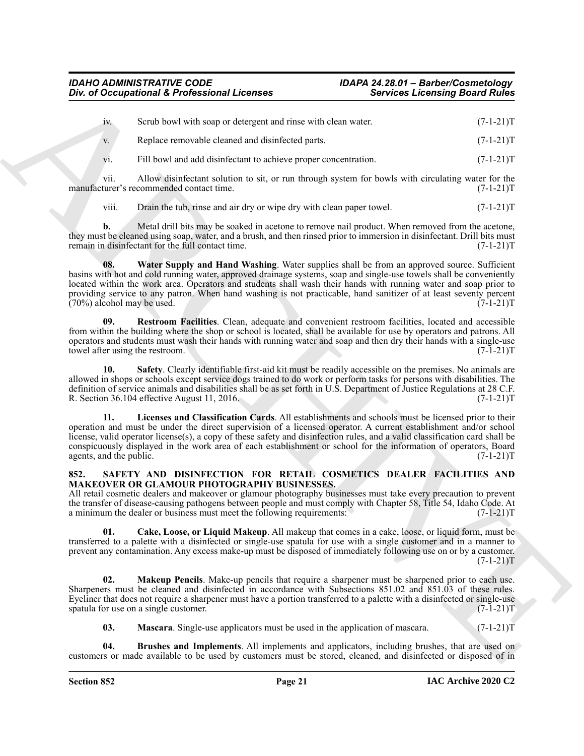iv. Scrub bowl with soap or detergent and rinse with clean water. (7-1-21)T

v. Replace removable cleaned and disinfected parts. (7-1-21)T

vi. Fill bowl and add disinfectant to achieve proper concentration. (7-1-21)T

vii. Allow disinfectant solution to sit, or run through system for bowls with circulating water for the manufacturer's recommended contact time. (7-1-21)T

viii. Drain the tub, rinse and air dry or wipe dry with clean paper towel. (7-1-21)T

**b.** Metal drill bits may be soaked in acetone to remove nail product. When removed from the acetone, they must be cleaned using soap, water, and a brush, and then rinsed prior to immersion in disinfectant. Drill bits must remain in disinfectant for the full contact time. (7-1-21)T

**08. Water Supply and Hand Washing**. Water supplies shall be from an approved source. Sufficient basins with hot and cold running water, approved drainage systems, soap and single-use towels shall be conveniently located within the work area. Operators and students shall wash their hands with running water and soap prior to providing service to any patron. When hand washing is not practicable, hand sanitizer of at least seventy percent (70%) alcohol may be used. (7-1-21)T

**09. Restroom Facilities**. Clean, adequate and convenient restroom facilities, located and accessible from within the building where the shop or school is located, shall be available for use by operators and patrons. All operators and students must wash their hands with running water and soap and then dry their hands with a single-use towel after using the restroom. (7-1-21)T

**10. Safety**. Clearly identifiable first-aid kit must be readily accessible on the premises. No animals are allowed in shops or schools except service dogs trained to do work or perform tasks for persons with disabilities. The definition of service animals and disabilities shall be as set forth in U.S. Department of Justice Regulations at 28 C.F. R. Section 36.104 effective August 11, 2016. (7-1-21)T

**11. Licenses and Classification Cards**. All establishments and schools must be licensed prior to their operation and must be under the direct supervision of a licensed operator. A current establishment and/or school license, valid operator license(s), a copy of these safety and disinfection rules, and a valid classification card shall be conspicuously displayed in the work area of each establishment or school for the information of operators, Board agents, and the public. (7-1-21)T

## 852. SAFETY AND DISINFECTION FOR RETAIL COSMETICS DEALER FACILITIES AND MAKEOVER OR GLAMOUR PHOTOGRAPHY BUSINESSES.

All retail cosmetic dealers and makeover or glamour photography businesses must take every precaution to prevent the transfer of disease-causing pathogens between people and must comply with Chapter 58, Title 54, Idaho Code. At a minimum the dealer or business must meet the following requirements: (7-1-21)T

**01. Cake, Loose, or Liquid Makeup**. All makeup that comes in a cake, loose, or liquid form, must be transferred to a palette with a disinfected or single-use spatula for use with a single customer and in a manner to prevent any contamination. Any excess make-up must be disposed of immediately following use on or by a customer. (7-1-21)T

**02. Makeup Pencils**. Make-up pencils that require a sharpener must be sharpened prior to each use. Sharpeners must be cleaned and disinfected in accordance with Subsections 851.02 and 851.03 of these rules. Eyeliner that does not require a sharpener must have a portion transferred to a palette with a disinfected or single-use spatula for use on a single customer. (7-1-21)T

**03. Mascara**. Single-use applicators must be used in the application of mascara. (7-1-21)T

**04. Brushes and Implements**. All implements and applicators, including brushes, that are used on customers or made available to be used by customers must be stored, cleaned, and disinfected or disposed of in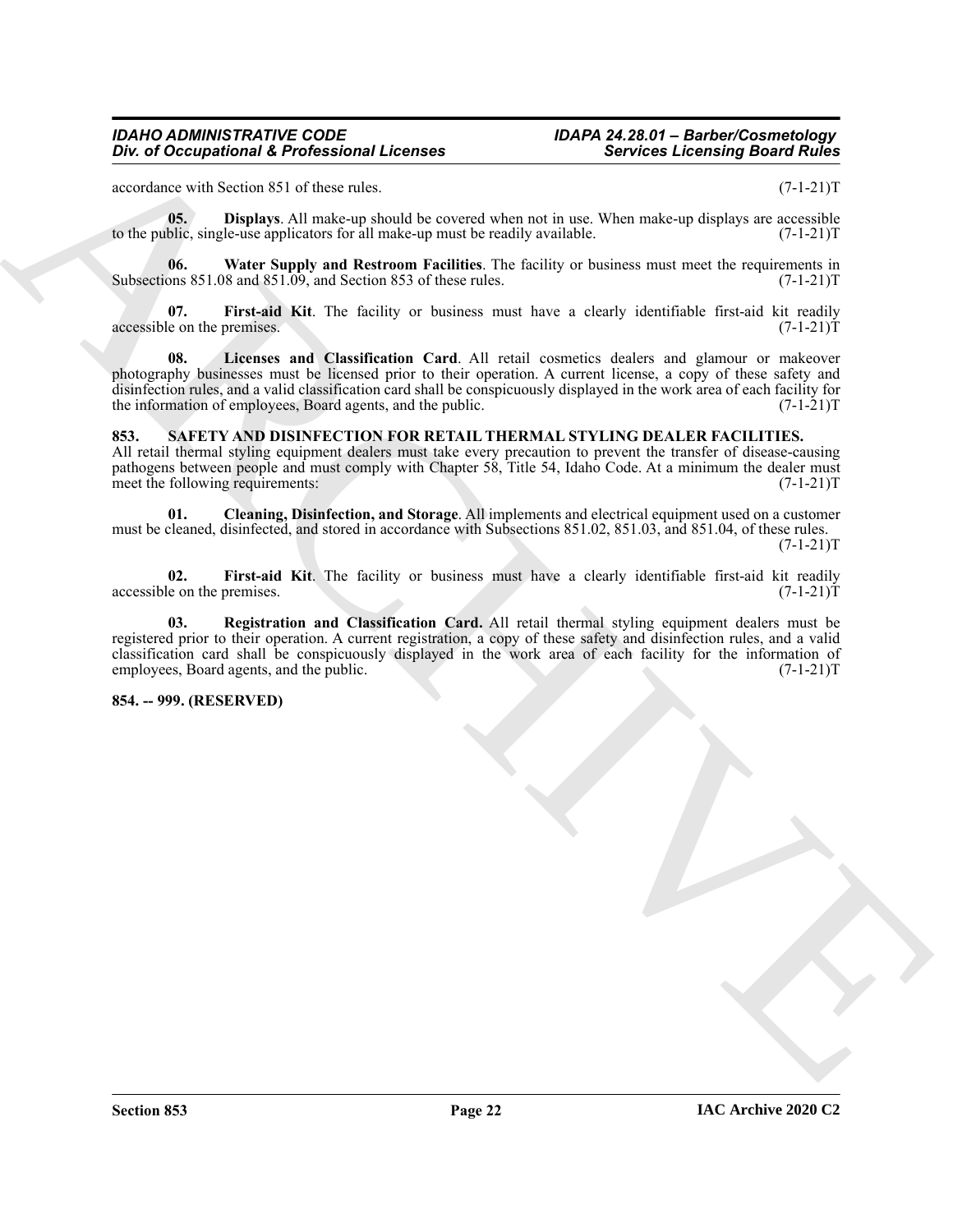accordance with Section 851 of these rules. (7-1-21)T

**05. Displays**. All make-up should be covered when not in use. When make-up displays are accessible to the public, single-use applicators for all make-up must be readily available. (7-1-21)T

**06. Water Supply and Restroom Facilities**. The facility or business must meet the requirements in Subsections 851.08 and 851.09, and Section 853 of these rules. (7-1-21)T

**07. First-aid Kit**. The facility or business must have a clearly identifiable first-aid kit readily accessible on the premises. (7-1-21)T

**08. Licenses and Classification Card**. All retail cosmetics dealers and glamour or makeover photography businesses must be licensed prior to their operation. A current license, a copy of these safety and disinfection rules, and a valid classification card shall be conspicuously displayed in the work area of each facility for the information of employees, Board agents, and the public. (7-1-21)T

## 853. SAFETY AND DISINFECTION FOR RETAIL THERMAL STYLING DEALER FACILITIES.

All retail thermal styling equipment dealers must take every precaution to prevent the transfer of disease-causing pathogens between people and must comply with Chapter 58, Title 54, Idaho Code. At a minimum the dealer must meet the following requirements: (7-1-21)T

**01. Cleaning, Disinfection, and Storage**. All implements and electrical equipment used on a customer must be cleaned, disinfected, and stored in accordance with Subsections 851.02, 851.03, and 851.04, of these rules. (7-1-21)T

**02. First-aid Kit**. The facility or business must have a clearly identifiable first-aid kit readily accessible on the premises. (7-1-21)T

**03. Registration and Classification Card.** All retail thermal styling equipment dealers must be registered prior to their operation. A current registration, a copy of these safety and disinfection rules, and a valid classification card shall be conspicuously displayed in the work area of each facility for the information of employees, Board agents, and the public. (7-1-21)T

## 854. -- 999. (RESERVED)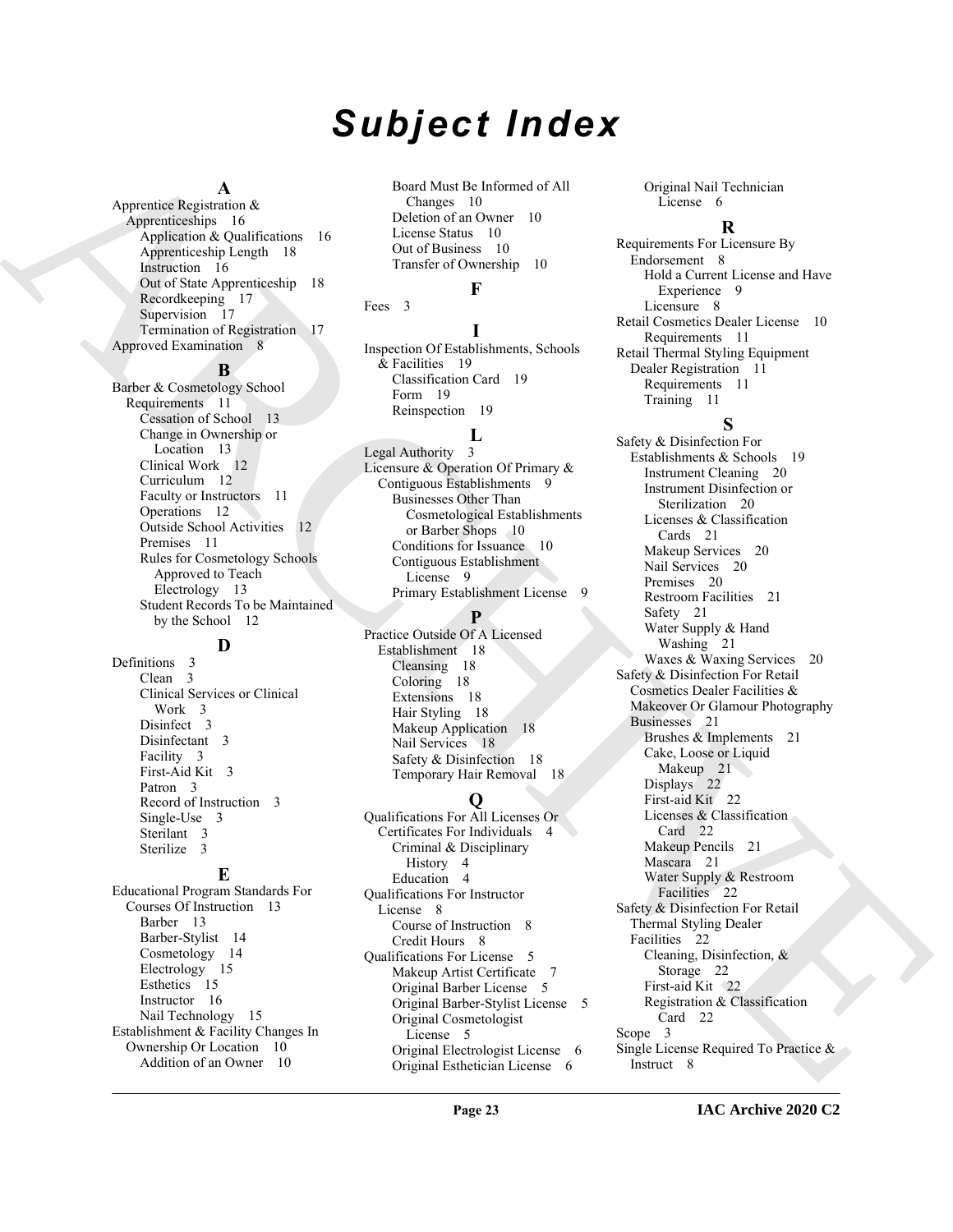# Subject Index

**A**

Apprentice Registration & Apprenticeships 16
- Application & Qualifications 16
- Apprenticeship Length 18
- Instruction 16
- Out of State Apprenticeship 18
- Recordkeeping 17
- Supervision 17
- Termination of Registration 17

Approved Examination 8

**B**

Barber & Cosmetology School Requirements 11
- Cessation of School 13
- Change in Ownership or Location 13
- Clinical Work 12
- Curriculum 12
- Faculty or Instructors 11
- Operations 12
- Outside School Activities 12
- Premises 11
- Rules for Cosmetology Schools Approved to Teach Electrology 13
- Student Records To be Maintained by the School 12

**D**

Definitions 3
- Clean 3
- Clinical Services or Clinical Work 3
- Disinfect 3
- Disinfectant 3
- Facility 3
- First-Aid Kit 3
- Patron 3
- Record of Instruction 3
- Single-Use 3
- Sterilant 3
- Sterilize 3

**E**

Educational Program Standards For Courses Of Instruction 13
- Barber 13
- Barber-Stylist 14
- Cosmetology 14
- Electrology 15
- Esthetics 15
- Instructor 16
- Nail Technology 15

Establishment & Facility Changes In Ownership Or Location 10
- Addition of an Owner 10
- Board Must Be Informed of All Changes 10
- Deletion of an Owner 10
- License Status 10
- Out of Business 10
- Transfer of Ownership 10

**F**

Fees 3

**I**

Inspection Of Establishments, Schools & Facilities 19
- Classification Card 19
- Form 19
- Reinspection 19

**L**

Legal Authority 3

Licensure & Operation Of Primary & Contiguous Establishments 9
- Businesses Other Than Cosmetological Establishments or Barber Shops 10
- Conditions for Issuance 10
- Contiguous Establishment License 9
- Primary Establishment License 9

**P**

Practice Outside Of A Licensed Establishment 18
- Cleansing 18
- Coloring 18
- Extensions 18
- Hair Styling 18
- Makeup Application 18
- Nail Services 18
- Safety & Disinfection 18
- Temporary Hair Removal 18

**Q**

Qualifications For All Licenses Or Certificates For Individuals 4
- Criminal & Disciplinary History 4
- Education 4

Qualifications For Instructor License 8
- Course of Instruction 8
- Credit Hours 8

Qualifications For License 5
- Makeup Artist Certificate 7
- Original Barber License 5
- Original Barber-Stylist License 5
- Original Cosmetologist License 5
- Original Electrologist License 6
- Original Esthetician License 6
- Original Nail Technician License 6

**R**

Requirements For Licensure By Endorsement 8
- Hold a Current License and Have Experience 9
- Licensure 8

Retail Cosmetics Dealer License 10
- Requirements 11

Retail Thermal Styling Equipment Dealer Registration 11
- Requirements 11
- Training 11

**S**

Safety & Disinfection For Establishments & Schools 19
- Instrument Cleaning 20
- Instrument Disinfection or Sterilization 20
- Licenses & Classification Cards 21
- Makeup Services 20
- Nail Services 20
- Premises 20
- Restroom Facilities 21
- Safety 21
- Water Supply & Hand Washing 21
- Waxes & Waxing Services 20

Safety & Disinfection For Retail Cosmetics Dealer Facilities & Makeover Or Glamour Photography Businesses 21
- Brushes & Implements 21
- Cake, Loose or Liquid Makeup 21
- Displays 22
- First-aid Kit 22
- Licenses & Classification Card 22
- Makeup Pencils 21
- Mascara 21
- Water Supply & Restroom Facilities 22

Safety & Disinfection For Retail Thermal Styling Dealer Facilities 22
- Cleaning, Disinfection, & Storage 22
- First-aid Kit 22
- Registration & Classification Card 22

Scope 3

Single License Required To Practice & Instruct 8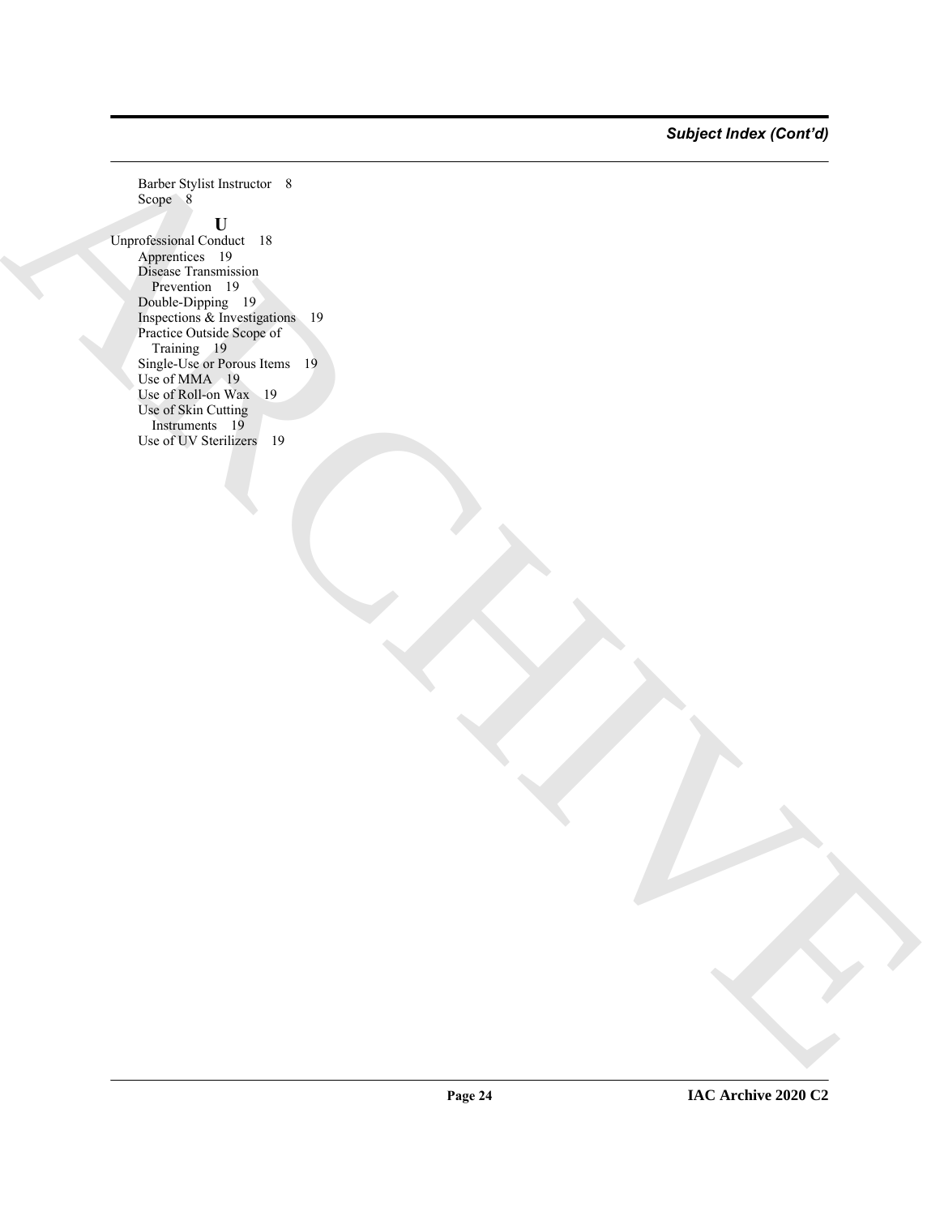Barber Stylist Instructor 8
Scope 8

**U**

Unprofessional Conduct 18
Apprentices 19
Disease Transmission Prevention 19
Double-Dipping 19
Inspections & Investigations 19
Practice Outside Scope of Training 19
Single-Use or Porous Items 19
Use of MMA 19
Use of Roll-on Wax 19
Use of Skin Cutting Instruments 19
Use of UV Sterilizers 19